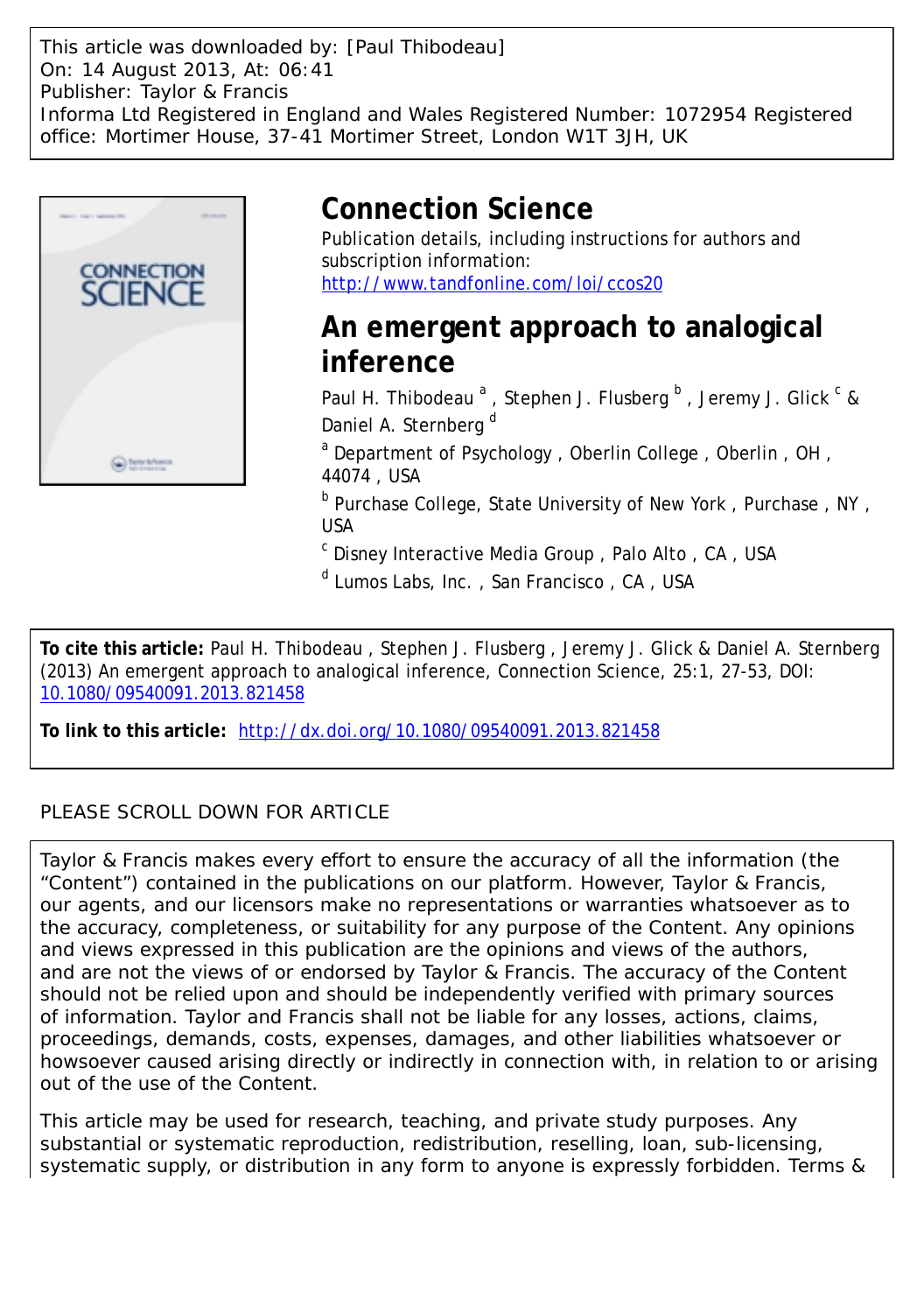This article was downloaded by: [Paul Thibodeau]
On: 14 August 2013, At: 06:41
Publisher: Taylor & Francis
Informa Ltd Registered in England and Wales Registered Number: 1072954 Registered office: Mortimer House, 37-41 Mortimer Street, London W1T 3JH, UK

# Connection Science

Publication details, including instructions for authors and subscription information:
http://www.tandfonline.com/loi/ccos20

## An emergent approach to analogical inference

Paul H. Thibodeau [a], Stephen J. Flusberg [b], Jeremy J. Glick [c] & Daniel A. Sternberg [d]

[a] Department of Psychology, Oberlin College, Oberlin, OH, 44074, USA

[b] Purchase College, State University of New York, Purchase, NY, USA

[c] Disney Interactive Media Group, Palo Alto, CA, USA

[d] Lumos Labs, Inc., San Francisco, CA, USA

**To cite this article:** Paul H. Thibodeau, Stephen J. Flusberg, Jeremy J. Glick & Daniel A. Sternberg (2013) An emergent approach to analogical inference, Connection Science, 25:1, 27-53, DOI: 10.1080/09540091.2013.821458

**To link to this article:** http://dx.doi.org/10.1080/09540091.2013.821458

PLEASE SCROLL DOWN FOR ARTICLE

Taylor & Francis makes every effort to ensure the accuracy of all the information (the "Content") contained in the publications on our platform. However, Taylor & Francis, our agents, and our licensors make no representations or warranties whatsoever as to the accuracy, completeness, or suitability for any purpose of the Content. Any opinions and views expressed in this publication are the opinions and views of the authors, and are not the views of or endorsed by Taylor & Francis. The accuracy of the Content should not be relied upon and should be independently verified with primary sources of information. Taylor and Francis shall not be liable for any losses, actions, claims, proceedings, demands, costs, expenses, damages, and other liabilities whatsoever or howsoever caused arising directly or indirectly in connection with, in relation to or arising out of the use of the Content.

This article may be used for research, teaching, and private study purposes. Any substantial or systematic reproduction, redistribution, reselling, loan, sub-licensing, systematic supply, or distribution in any form to anyone is expressly forbidden. Terms &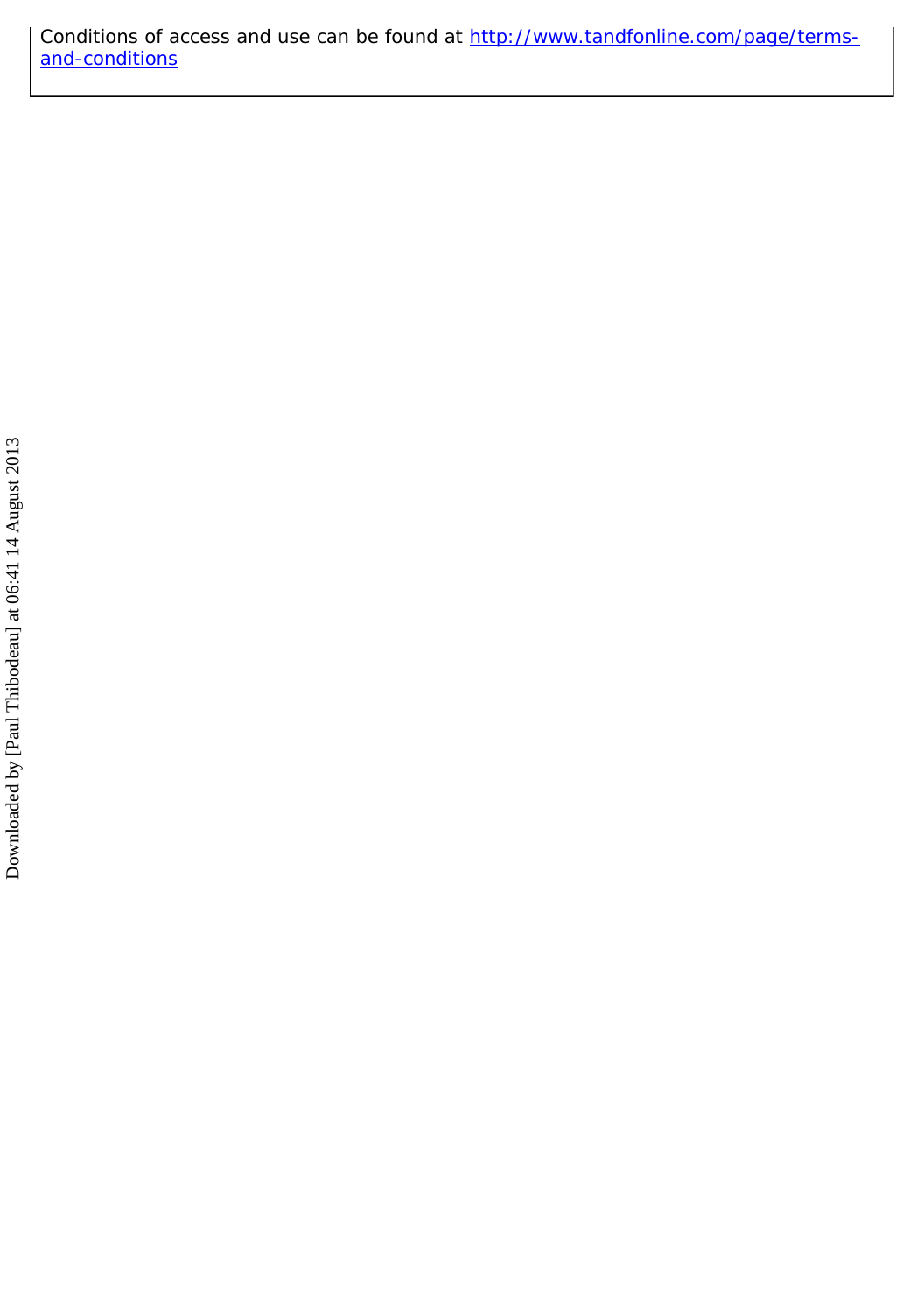Conditions of access and use can be found at [http://www.tandfonline.com/page/terms-and-conditions](http://www.tandfonline.com/page/terms-and-conditions)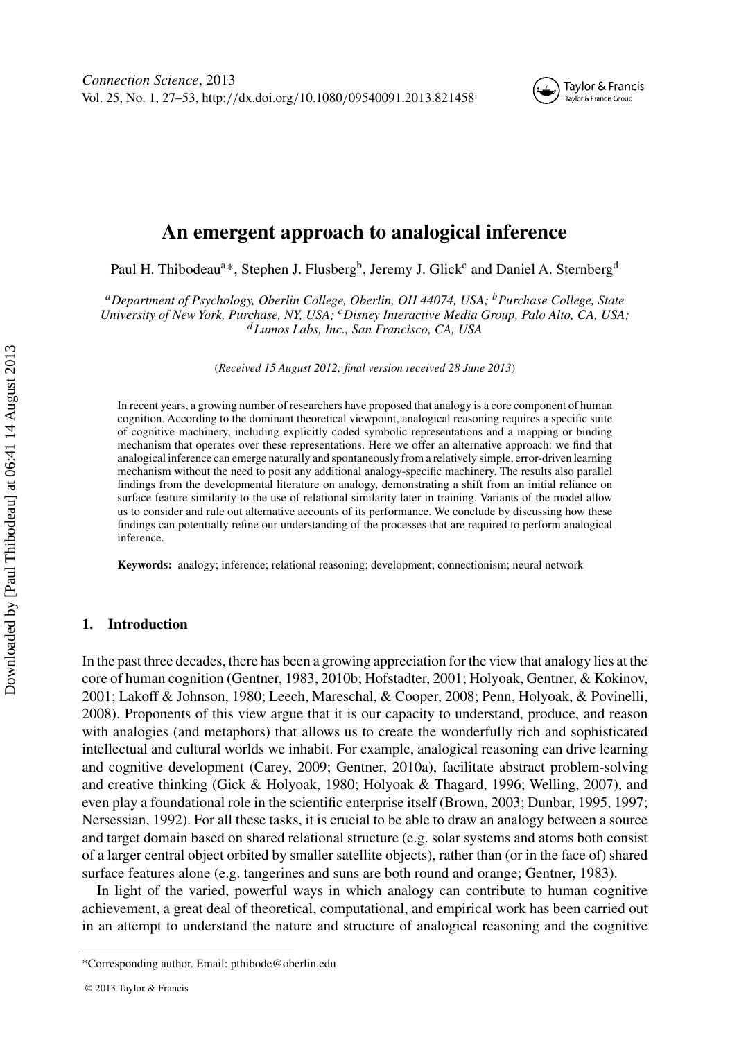# An emergent approach to analogical inference

Paul H. Thibodeau[a]*, Stephen J. Flusberg[b], Jeremy J. Glick[c] and Daniel A. Sternberg[d]

*[a]Department of Psychology, Oberlin College, Oberlin, OH 44074, USA; [b]Purchase College, State University of New York, Purchase, NY, USA; [c]Disney Interactive Media Group, Palo Alto, CA, USA; [d]Lumos Labs, Inc., San Francisco, CA, USA*

(*Received 15 August 2012; final version received 28 June 2013*)

In recent years, a growing number of researchers have proposed that analogy is a core component of human cognition. According to the dominant theoretical viewpoint, analogical reasoning requires a specific suite of cognitive machinery, including explicitly coded symbolic representations and a mapping or binding mechanism that operates over these representations. Here we offer an alternative approach: we find that analogical inference can emerge naturally and spontaneously from a relatively simple, error-driven learning mechanism without the need to posit any additional analogy-specific machinery. The results also parallel findings from the developmental literature on analogy, demonstrating a shift from an initial reliance on surface feature similarity to the use of relational similarity later in training. Variants of the model allow us to consider and rule out alternative accounts of its performance. We conclude by discussing how these findings can potentially refine our understanding of the processes that are required to perform analogical inference.

**Keywords:** analogy; inference; relational reasoning; development; connectionism; neural network

## 1. Introduction

In the past three decades, there has been a growing appreciation for the view that analogy lies at the core of human cognition (Gentner, 1983, 2010b; Hofstadter, 2001; Holyoak, Gentner, & Kokinov, 2001; Lakoff & Johnson, 1980; Leech, Mareschal, & Cooper, 2008; Penn, Holyoak, & Povinelli, 2008). Proponents of this view argue that it is our capacity to understand, produce, and reason with analogies (and metaphors) that allows us to create the wonderfully rich and sophisticated intellectual and cultural worlds we inhabit. For example, analogical reasoning can drive learning and cognitive development (Carey, 2009; Gentner, 2010a), facilitate abstract problem-solving and creative thinking (Gick & Holyoak, 1980; Holyoak & Thagard, 1996; Welling, 2007), and even play a foundational role in the scientific enterprise itself (Brown, 2003; Dunbar, 1995, 1997; Nersessian, 1992). For all these tasks, it is crucial to be able to draw an analogy between a source and target domain based on shared relational structure (e.g. solar systems and atoms both consist of a larger central object orbited by smaller satellite objects), rather than (or in the face of) shared surface features alone (e.g. tangerines and suns are both round and orange; Gentner, 1983).

In light of the varied, powerful ways in which analogy can contribute to human cognitive achievement, a great deal of theoretical, computational, and empirical work has been carried out in an attempt to understand the nature and structure of analogical reasoning and the cognitive

*Corresponding author. Email: pthibode@oberlin.edu

© 2013 Taylor & Francis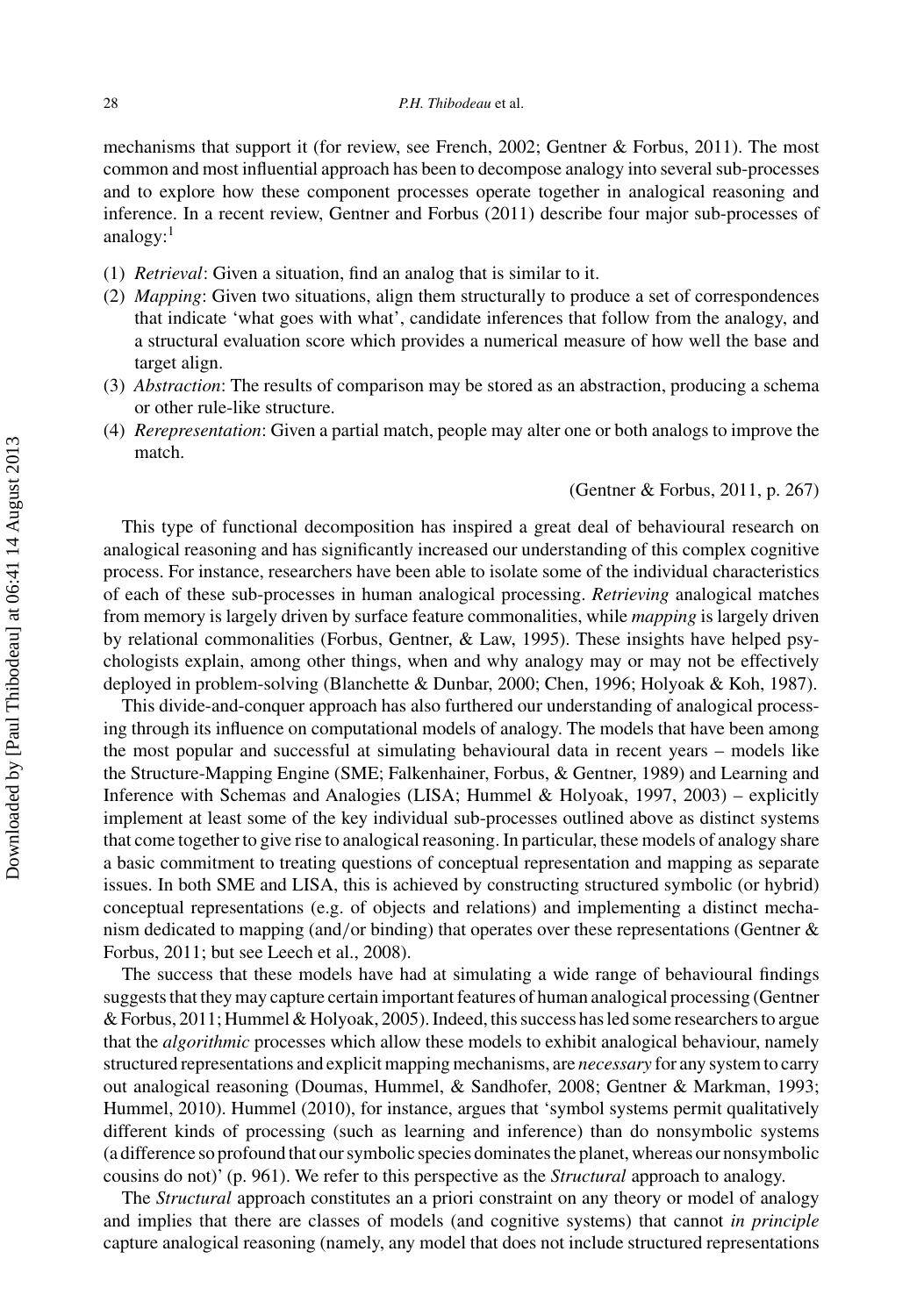mechanisms that support it (for review, see French, 2002; Gentner & Forbus, 2011). The most common and most influential approach has been to decompose analogy into several sub-processes and to explore how these component processes operate together in analogical reasoning and inference. In a recent review, Gentner and Forbus (2011) describe four major sub-processes of analogy:[1]

1. *Retrieval*: Given a situation, find an analog that is similar to it.
2. *Mapping*: Given two situations, align them structurally to produce a set of correspondences that indicate 'what goes with what', candidate inferences that follow from the analogy, and a structural evaluation score which provides a numerical measure of how well the base and target align.
3. *Abstraction*: The results of comparison may be stored as an abstraction, producing a schema or other rule-like structure.
4. *Rerepresentation*: Given a partial match, people may alter one or both analogs to improve the match.

(Gentner & Forbus, 2011, p. 267)

This type of functional decomposition has inspired a great deal of behavioural research on analogical reasoning and has significantly increased our understanding of this complex cognitive process. For instance, researchers have been able to isolate some of the individual characteristics of each of these sub-processes in human analogical processing. *Retrieving* analogical matches from memory is largely driven by surface feature commonalities, while *mapping* is largely driven by relational commonalities (Forbus, Gentner, & Law, 1995). These insights have helped psychologists explain, among other things, when and why analogy may or may not be effectively deployed in problem-solving (Blanchette & Dunbar, 2000; Chen, 1996; Holyoak & Koh, 1987).

This divide-and-conquer approach has also furthered our understanding of analogical processing through its influence on computational models of analogy. The models that have been among the most popular and successful at simulating behavioural data in recent years – models like the Structure-Mapping Engine (SME; Falkenhainer, Forbus, & Gentner, 1989) and Learning and Inference with Schemas and Analogies (LISA; Hummel & Holyoak, 1997, 2003) – explicitly implement at least some of the key individual sub-processes outlined above as distinct systems that come together to give rise to analogical reasoning. In particular, these models of analogy share a basic commitment to treating questions of conceptual representation and mapping as separate issues. In both SME and LISA, this is achieved by constructing structured symbolic (or hybrid) conceptual representations (e.g. of objects and relations) and implementing a distinct mechanism dedicated to mapping (and/or binding) that operates over these representations (Gentner & Forbus, 2011; but see Leech et al., 2008).

The success that these models have had at simulating a wide range of behavioural findings suggests that they may capture certain important features of human analogical processing (Gentner & Forbus, 2011; Hummel & Holyoak, 2005). Indeed, this success has led some researchers to argue that the *algorithmic* processes which allow these models to exhibit analogical behaviour, namely structured representations and explicit mapping mechanisms, are *necessary* for any system to carry out analogical reasoning (Doumas, Hummel, & Sandhofer, 2008; Gentner & Markman, 1993; Hummel, 2010). Hummel (2010), for instance, argues that 'symbol systems permit qualitatively different kinds of processing (such as learning and inference) than do nonsymbolic systems (a difference so profound that our symbolic species dominates the planet, whereas our nonsymbolic cousins do not)' (p. 961). We refer to this perspective as the *Structural* approach to analogy.

The *Structural* approach constitutes an a priori constraint on any theory or model of analogy and implies that there are classes of models (and cognitive systems) that cannot *in principle* capture analogical reasoning (namely, any model that does not include structured representations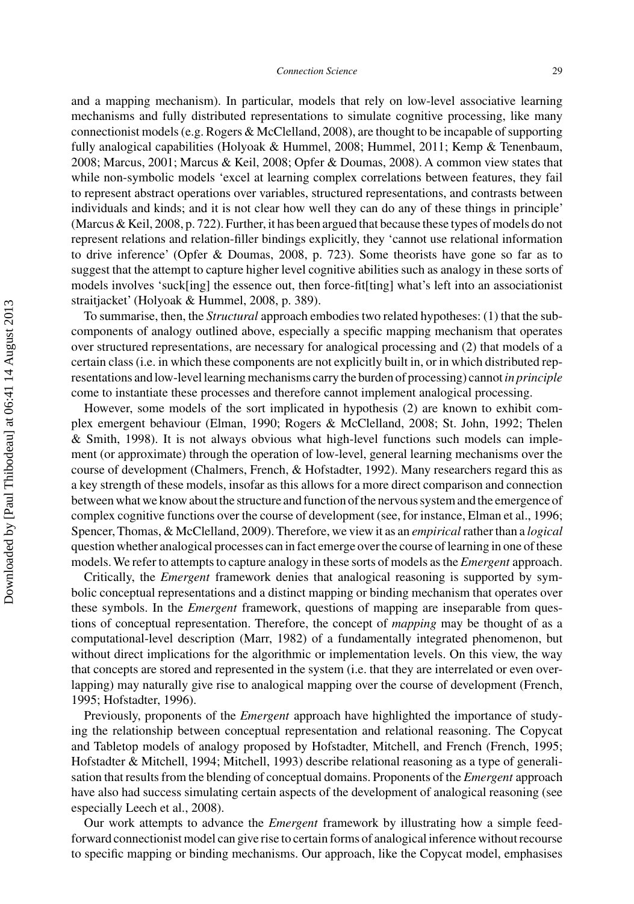and a mapping mechanism). In particular, models that rely on low-level associative learning mechanisms and fully distributed representations to simulate cognitive processing, like many connectionist models (e.g. Rogers & McClelland, 2008), are thought to be incapable of supporting fully analogical capabilities (Holyoak & Hummel, 2008; Hummel, 2011; Kemp & Tenenbaum, 2008; Marcus, 2001; Marcus & Keil, 2008; Opfer & Doumas, 2008). A common view states that while non-symbolic models 'excel at learning complex correlations between features, they fail to represent abstract operations over variables, structured representations, and contrasts between individuals and kinds; and it is not clear how well they can do any of these things in principle' (Marcus & Keil, 2008, p. 722). Further, it has been argued that because these types of models do not represent relations and relation-filler bindings explicitly, they 'cannot use relational information to drive inference' (Opfer & Doumas, 2008, p. 723). Some theorists have gone so far as to suggest that the attempt to capture higher level cognitive abilities such as analogy in these sorts of models involves 'suck[ing] the essence out, then force-fit[ting] what's left into an associationist straitjacket' (Holyoak & Hummel, 2008, p. 389).

To summarise, then, the *Structural* approach embodies two related hypotheses: (1) that the sub-components of analogy outlined above, especially a specific mapping mechanism that operates over structured representations, are necessary for analogical processing and (2) that models of a certain class (i.e. in which these components are not explicitly built in, or in which distributed representations and low-level learning mechanisms carry the burden of processing) cannot *in principle* come to instantiate these processes and therefore cannot implement analogical processing.

However, some models of the sort implicated in hypothesis (2) are known to exhibit complex emergent behaviour (Elman, 1990; Rogers & McClelland, 2008; St. John, 1992; Thelen & Smith, 1998). It is not always obvious what high-level functions such models can implement (or approximate) through the operation of low-level, general learning mechanisms over the course of development (Chalmers, French, & Hofstadter, 1992). Many researchers regard this as a key strength of these models, insofar as this allows for a more direct comparison and connection between what we know about the structure and function of the nervous system and the emergence of complex cognitive functions over the course of development (see, for instance, Elman et al., 1996; Spencer, Thomas, & McClelland, 2009). Therefore, we view it as an *empirical* rather than a *logical* question whether analogical processes can in fact emerge over the course of learning in one of these models. We refer to attempts to capture analogy in these sorts of models as the *Emergent* approach.

Critically, the *Emergent* framework denies that analogical reasoning is supported by symbolic conceptual representations and a distinct mapping or binding mechanism that operates over these symbols. In the *Emergent* framework, questions of mapping are inseparable from questions of conceptual representation. Therefore, the concept of *mapping* may be thought of as a computational-level description (Marr, 1982) of a fundamentally integrated phenomenon, but without direct implications for the algorithmic or implementation levels. On this view, the way that concepts are stored and represented in the system (i.e. that they are interrelated or even overlapping) may naturally give rise to analogical mapping over the course of development (French, 1995; Hofstadter, 1996).

Previously, proponents of the *Emergent* approach have highlighted the importance of studying the relationship between conceptual representation and relational reasoning. The Copycat and Tabletop models of analogy proposed by Hofstadter, Mitchell, and French (French, 1995; Hofstadter & Mitchell, 1994; Mitchell, 1993) describe relational reasoning as a type of generalisation that results from the blending of conceptual domains. Proponents of the *Emergent* approach have also had success simulating certain aspects of the development of analogical reasoning (see especially Leech et al., 2008).

Our work attempts to advance the *Emergent* framework by illustrating how a simple feed-forward connectionist model can give rise to certain forms of analogical inference without recourse to specific mapping or binding mechanisms. Our approach, like the Copycat model, emphasises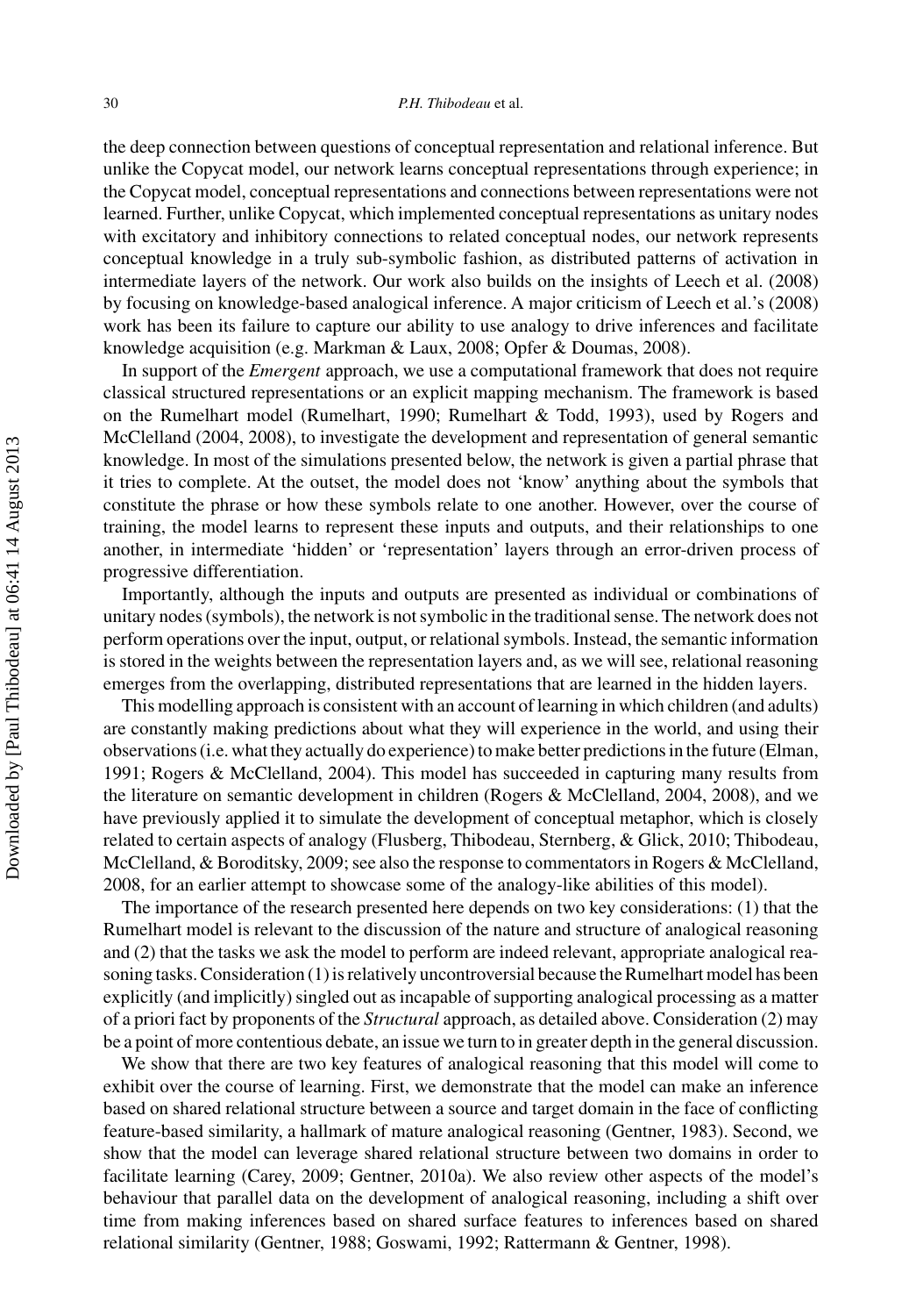the deep connection between questions of conceptual representation and relational inference. But unlike the Copycat model, our network learns conceptual representations through experience; in the Copycat model, conceptual representations and connections between representations were not learned. Further, unlike Copycat, which implemented conceptual representations as unitary nodes with excitatory and inhibitory connections to related conceptual nodes, our network represents conceptual knowledge in a truly sub-symbolic fashion, as distributed patterns of activation in intermediate layers of the network. Our work also builds on the insights of Leech et al. (2008) by focusing on knowledge-based analogical inference. A major criticism of Leech et al.'s (2008) work has been its failure to capture our ability to use analogy to drive inferences and facilitate knowledge acquisition (e.g. Markman & Laux, 2008; Opfer & Doumas, 2008).

In support of the *Emergent* approach, we use a computational framework that does not require classical structured representations or an explicit mapping mechanism. The framework is based on the Rumelhart model (Rumelhart, 1990; Rumelhart & Todd, 1993), used by Rogers and McClelland (2004, 2008), to investigate the development and representation of general semantic knowledge. In most of the simulations presented below, the network is given a partial phrase that it tries to complete. At the outset, the model does not 'know' anything about the symbols that constitute the phrase or how these symbols relate to one another. However, over the course of training, the model learns to represent these inputs and outputs, and their relationships to one another, in intermediate 'hidden' or 'representation' layers through an error-driven process of progressive differentiation.

Importantly, although the inputs and outputs are presented as individual or combinations of unitary nodes (symbols), the network is not symbolic in the traditional sense. The network does not perform operations over the input, output, or relational symbols. Instead, the semantic information is stored in the weights between the representation layers and, as we will see, relational reasoning emerges from the overlapping, distributed representations that are learned in the hidden layers.

This modelling approach is consistent with an account of learning in which children (and adults) are constantly making predictions about what they will experience in the world, and using their observations (i.e. what they actually do experience) to make better predictions in the future (Elman, 1991; Rogers & McClelland, 2004). This model has succeeded in capturing many results from the literature on semantic development in children (Rogers & McClelland, 2004, 2008), and we have previously applied it to simulate the development of conceptual metaphor, which is closely related to certain aspects of analogy (Flusberg, Thibodeau, Sternberg, & Glick, 2010; Thibodeau, McClelland, & Boroditsky, 2009; see also the response to commentators in Rogers & McClelland, 2008, for an earlier attempt to showcase some of the analogy-like abilities of this model).

The importance of the research presented here depends on two key considerations: (1) that the Rumelhart model is relevant to the discussion of the nature and structure of analogical reasoning and (2) that the tasks we ask the model to perform are indeed relevant, appropriate analogical reasoning tasks. Consideration (1) is relatively uncontroversial because the Rumelhart model has been explicitly (and implicitly) singled out as incapable of supporting analogical processing as a matter of a priori fact by proponents of the *Structural* approach, as detailed above. Consideration (2) may be a point of more contentious debate, an issue we turn to in greater depth in the general discussion.

We show that there are two key features of analogical reasoning that this model will come to exhibit over the course of learning. First, we demonstrate that the model can make an inference based on shared relational structure between a source and target domain in the face of conflicting feature-based similarity, a hallmark of mature analogical reasoning (Gentner, 1983). Second, we show that the model can leverage shared relational structure between two domains in order to facilitate learning (Carey, 2009; Gentner, 2010a). We also review other aspects of the model's behaviour that parallel data on the development of analogical reasoning, including a shift over time from making inferences based on shared surface features to inferences based on shared relational similarity (Gentner, 1988; Goswami, 1992; Rattermann & Gentner, 1998).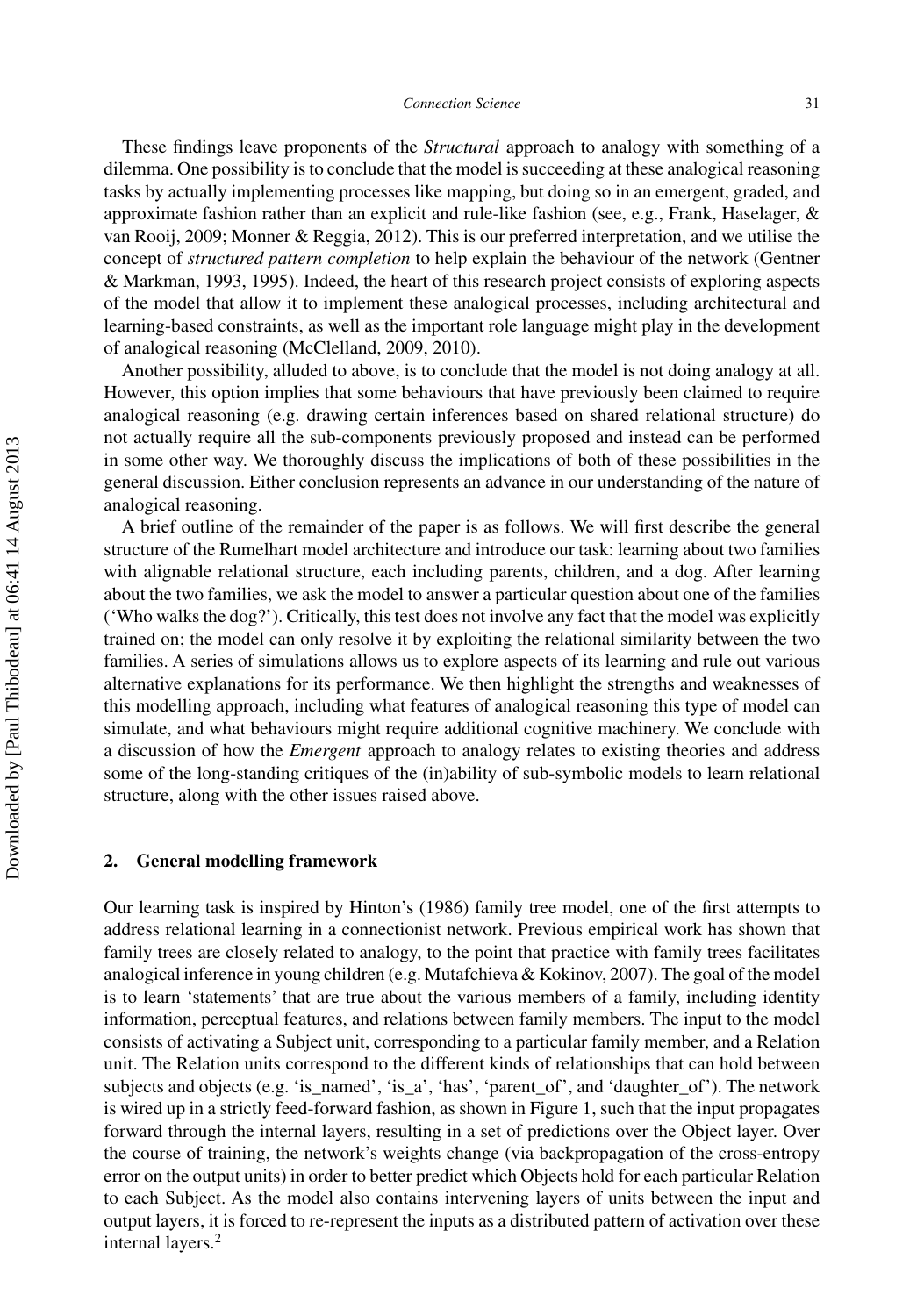These findings leave proponents of the *Structural* approach to analogy with something of a dilemma. One possibility is to conclude that the model is succeeding at these analogical reasoning tasks by actually implementing processes like mapping, but doing so in an emergent, graded, and approximate fashion rather than an explicit and rule-like fashion (see, e.g., Frank, Haselager, & van Rooij, 2009; Monner & Reggia, 2012). This is our preferred interpretation, and we utilise the concept of *structured pattern completion* to help explain the behaviour of the network (Gentner & Markman, 1993, 1995). Indeed, the heart of this research project consists of exploring aspects of the model that allow it to implement these analogical processes, including architectural and learning-based constraints, as well as the important role language might play in the development of analogical reasoning (McClelland, 2009, 2010).

Another possibility, alluded to above, is to conclude that the model is not doing analogy at all. However, this option implies that some behaviours that have previously been claimed to require analogical reasoning (e.g. drawing certain inferences based on shared relational structure) do not actually require all the sub-components previously proposed and instead can be performed in some other way. We thoroughly discuss the implications of both of these possibilities in the general discussion. Either conclusion represents an advance in our understanding of the nature of analogical reasoning.

A brief outline of the remainder of the paper is as follows. We will first describe the general structure of the Rumelhart model architecture and introduce our task: learning about two families with alignable relational structure, each including parents, children, and a dog. After learning about the two families, we ask the model to answer a particular question about one of the families ('Who walks the dog?'). Critically, this test does not involve any fact that the model was explicitly trained on; the model can only resolve it by exploiting the relational similarity between the two families. A series of simulations allows us to explore aspects of its learning and rule out various alternative explanations for its performance. We then highlight the strengths and weaknesses of this modelling approach, including what features of analogical reasoning this type of model can simulate, and what behaviours might require additional cognitive machinery. We conclude with a discussion of how the *Emergent* approach to analogy relates to existing theories and address some of the long-standing critiques of the (in)ability of sub-symbolic models to learn relational structure, along with the other issues raised above.

## 2. General modelling framework

Our learning task is inspired by Hinton's (1986) family tree model, one of the first attempts to address relational learning in a connectionist network. Previous empirical work has shown that family trees are closely related to analogy, to the point that practice with family trees facilitates analogical inference in young children (e.g. Mutafchieva & Kokinov, 2007). The goal of the model is to learn 'statements' that are true about the various members of a family, including identity information, perceptual features, and relations between family members. The input to the model consists of activating a Subject unit, corresponding to a particular family member, and a Relation unit. The Relation units correspond to the different kinds of relationships that can hold between subjects and objects (e.g. 'is_named', 'is_a', 'has', 'parent_of', and 'daughter_of'). The network is wired up in a strictly feed-forward fashion, as shown in Figure 1, such that the input propagates forward through the internal layers, resulting in a set of predictions over the Object layer. Over the course of training, the network's weights change (via backpropagation of the cross-entropy error on the output units) in order to better predict which Objects hold for each particular Relation to each Subject. As the model also contains intervening layers of units between the input and output layers, it is forced to re-represent the inputs as a distributed pattern of activation over these internal layers.[2]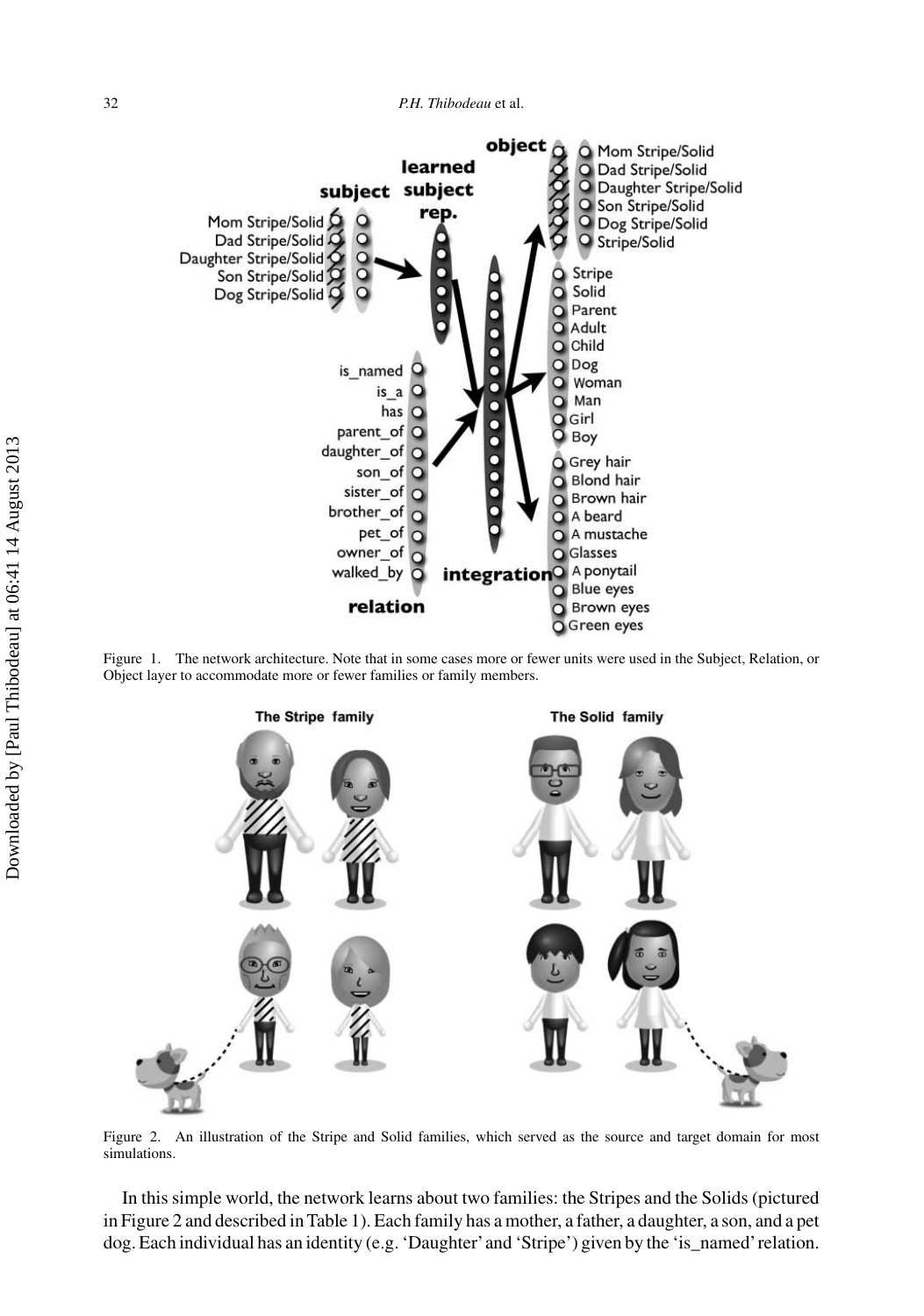Figure 1. The network architecture. Note that in some cases more or fewer units were used in the Subject, Relation, or Object layer to accommodate more or fewer families or family members.

Figure 2. An illustration of the Stripe and Solid families, which served as the source and target domain for most simulations.

In this simple world, the network learns about two families: the Stripes and the Solids (pictured in Figure 2 and described in Table 1). Each family has a mother, a father, a daughter, a son, and a pet dog. Each individual has an identity (e.g. 'Daughter' and 'Stripe') given by the 'is_named' relation.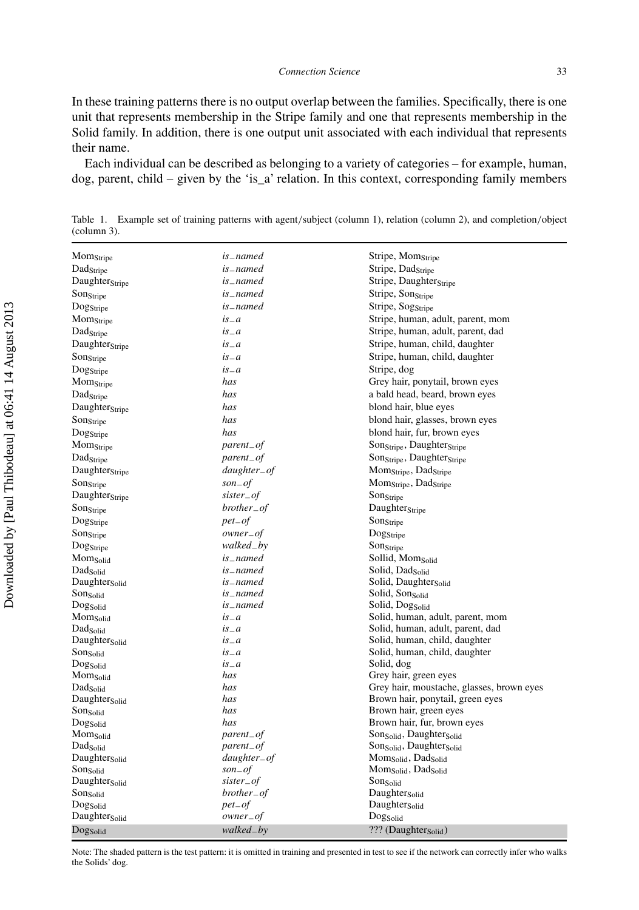In these training patterns there is no output overlap between the families. Specifically, there is one unit that represents membership in the Stripe family and one that represents membership in the Solid family. In addition, there is one output unit associated with each individual that represents their name.

Each individual can be described as belonging to a variety of categories – for example, human, dog, parent, child – given by the 'is_a' relation. In this context, corresponding family members

Table 1. Example set of training patterns with agent/subject (column 1), relation (column 2), and completion/object (column 3).

| | | |
|---|---|---|
| $\text{Mom}_{\text{Stripe}}$ | *is_named* | Stripe, $\text{Mom}_{\text{Stripe}}$ |
| $\text{Dad}_{\text{Stripe}}$ | *is_named* | Stripe, $\text{Dad}_{\text{Stripe}}$ |
| $\text{Daughter}_{\text{Stripe}}$ | *is_named* | Stripe, $\text{Daughter}_{\text{Stripe}}$ |
| $\text{Son}_{\text{Stripe}}$ | *is_named* | Stripe, $\text{Son}_{\text{Stripe}}$ |
| $\text{Dog}_{\text{Stripe}}$ | *is_named* | Stripe, $\text{Sog}_{\text{Stripe}}$ |
| $\text{Mom}_{\text{Stripe}}$ | *is_a* | Stripe, human, adult, parent, mom |
| $\text{Dad}_{\text{Stripe}}$ | *is_a* | Stripe, human, adult, parent, dad |
| $\text{Daughter}_{\text{Stripe}}$ | *is_a* | Stripe, human, child, daughter |
| $\text{Son}_{\text{Stripe}}$ | *is_a* | Stripe, human, child, daughter |
| $\text{Dog}_{\text{Stripe}}$ | *is_a* | Stripe, dog |
| $\text{Mom}_{\text{Stripe}}$ | *has* | Grey hair, ponytail, brown eyes |
| $\text{Dad}_{\text{Stripe}}$ | *has* | a bald head, beard, brown eyes |
| $\text{Daughter}_{\text{Stripe}}$ | *has* | blond hair, blue eyes |
| $\text{Son}_{\text{Stripe}}$ | *has* | blond hair, glasses, brown eyes |
| $\text{Dog}_{\text{Stripe}}$ | *has* | blond hair, fur, brown eyes |
| $\text{Mom}_{\text{Stripe}}$ | *parent_of* | $\text{Son}_{\text{Stripe}}$, $\text{Daughter}_{\text{Stripe}}$ |
| $\text{Dad}_{\text{Stripe}}$ | *parent_of* | $\text{Son}_{\text{Stripe}}$, $\text{Daughter}_{\text{Stripe}}$ |
| $\text{Daughter}_{\text{Stripe}}$ | *daughter_of* | $\text{Mom}_{\text{Stripe}}$, $\text{Dad}_{\text{Stripe}}$ |
| $\text{Son}_{\text{Stripe}}$ | *son_of* | $\text{Mom}_{\text{Stripe}}$, $\text{Dad}_{\text{Stripe}}$ |
| $\text{Daughter}_{\text{Stripe}}$ | *sister_of* | $\text{Son}_{\text{Stripe}}$ |
| $\text{Son}_{\text{Stripe}}$ | *brother_of* | $\text{Daughter}_{\text{Stripe}}$ |
| $\text{Dog}_{\text{Stripe}}$ | *pet_of* | $\text{Son}_{\text{Stripe}}$ |
| $\text{Son}_{\text{Stripe}}$ | *owner_of* | $\text{Dog}_{\text{Stripe}}$ |
| $\text{Dog}_{\text{Stripe}}$ | *walked_by* | $\text{Son}_{\text{Stripe}}$ |
| $\text{Mom}_{\text{Solid}}$ | *is_named* | Sollid, $\text{Mom}_{\text{Solid}}$ |
| $\text{Dad}_{\text{Solid}}$ | *is_named* | Solid, $\text{Dad}_{\text{Solid}}$ |
| $\text{Daughter}_{\text{Solid}}$ | *is_named* | Solid, $\text{Daughter}_{\text{Solid}}$ |
| $\text{Son}_{\text{Solid}}$ | *is_named* | Solid, $\text{Son}_{\text{Solid}}$ |
| $\text{Dog}_{\text{Solid}}$ | *is_named* | Solid, $\text{Dog}_{\text{Solid}}$ |
| $\text{Mom}_{\text{Solid}}$ | *is_a* | Solid, human, adult, parent, mom |
| $\text{Dad}_{\text{Solid}}$ | *is_a* | Solid, human, adult, parent, dad |
| $\text{Daughter}_{\text{Solid}}$ | *is_a* | Solid, human, child, daughter |
| $\text{Son}_{\text{Solid}}$ | *is_a* | Solid, human, child, daughter |
| $\text{Dog}_{\text{Solid}}$ | *is_a* | Solid, dog |
| $\text{Mom}_{\text{Solid}}$ | *has* | Grey hair, green eyes |
| $\text{Dad}_{\text{Solid}}$ | *has* | Grey hair, moustache, glasses, brown eyes |
| $\text{Daughter}_{\text{Solid}}$ | *has* | Brown hair, ponytail, green eyes |
| $\text{Son}_{\text{Solid}}$ | *has* | Brown hair, green eyes |
| $\text{Dog}_{\text{Solid}}$ | *has* | Brown hair, fur, brown eyes |
| $\text{Mom}_{\text{Solid}}$ | *parent_of* | $\text{Son}_{\text{Solid}}$, $\text{Daughter}_{\text{Solid}}$ |
| $\text{Dad}_{\text{Solid}}$ | *parent_of* | $\text{Son}_{\text{Solid}}$, $\text{Daughter}_{\text{Solid}}$ |
| $\text{Daughter}_{\text{Solid}}$ | *daughter_of* | $\text{Mom}_{\text{Solid}}$, $\text{Dad}_{\text{Solid}}$ |
| $\text{Son}_{\text{Solid}}$ | *son_of* | $\text{Mom}_{\text{Solid}}$, $\text{Dad}_{\text{Solid}}$ |
| $\text{Daughter}_{\text{Solid}}$ | *sister_of* | $\text{Son}_{\text{Solid}}$ |
| $\text{Son}_{\text{Solid}}$ | *brother_of* | $\text{Daughter}_{\text{Solid}}$ |
| $\text{Dog}_{\text{Solid}}$ | *pet_of* | $\text{Daughter}_{\text{Solid}}$ |
| $\text{Daughter}_{\text{Solid}}$ | *owner_of* | $\text{Dog}_{\text{Solid}}$ |
| $\text{Dog}_{\text{Solid}}$ | *walked_by* | ??? ($\text{Daughter}_{\text{Solid}}$) |

Note: The shaded pattern is the test pattern: it is omitted in training and presented in test to see if the network can correctly infer who walks the Solids' dog.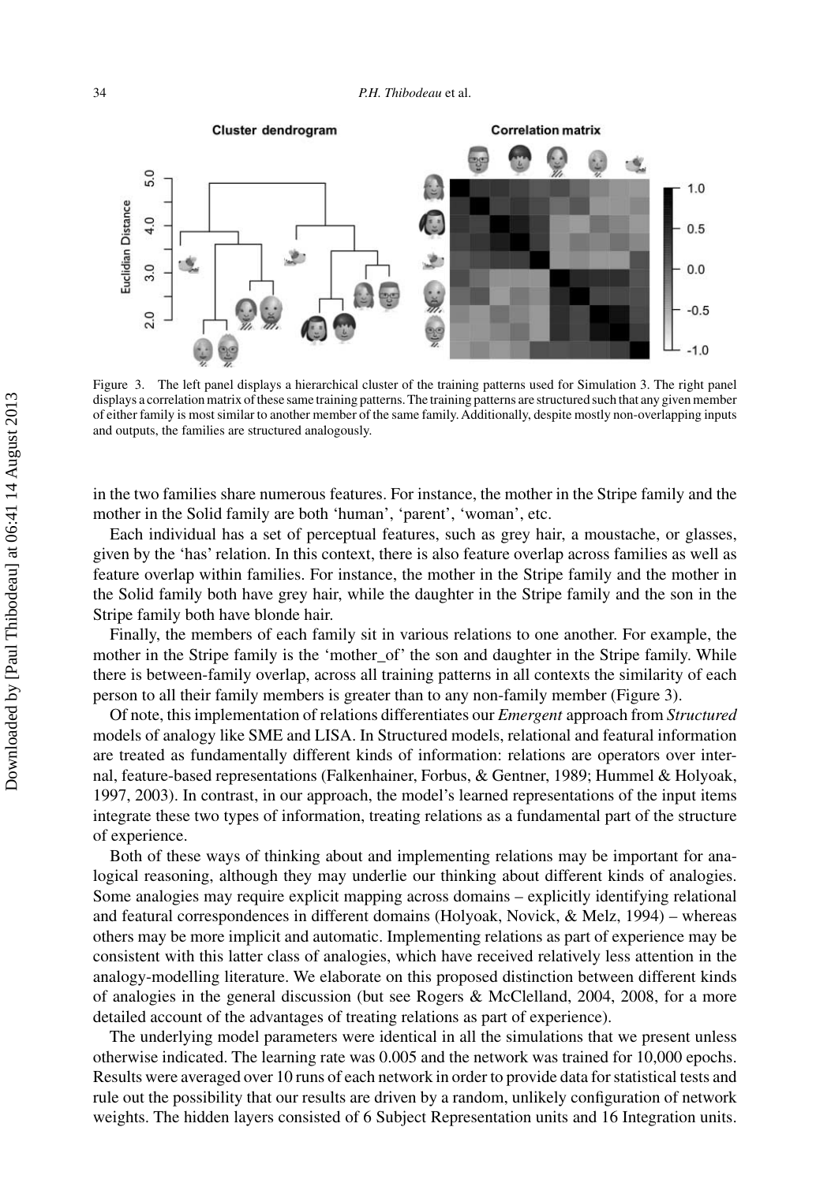Cluster dendrogram

Euclidian Distance

5.0

4.0

3.0

2.0

Correlation matrix

1.0

0.5

0.0

-0.5

-1.0

Figure 3. The left panel displays a hierarchical cluster of the training patterns used for Simulation 3. The right panel displays a correlation matrix of these same training patterns. The training patterns are structured such that any given member of either family is most similar to another member of the same family. Additionally, despite mostly non-overlapping inputs and outputs, the families are structured analogously.

in the two families share numerous features. For instance, the mother in the Stripe family and the mother in the Solid family are both 'human', 'parent', 'woman', etc.

Each individual has a set of perceptual features, such as grey hair, a moustache, or glasses, given by the 'has' relation. In this context, there is also feature overlap across families as well as feature overlap within families. For instance, the mother in the Stripe family and the mother in the Solid family both have grey hair, while the daughter in the Stripe family and the son in the Stripe family both have blonde hair.

Finally, the members of each family sit in various relations to one another. For example, the mother in the Stripe family is the 'mother_of' the son and daughter in the Stripe family. While there is between-family overlap, across all training patterns in all contexts the similarity of each person to all their family members is greater than to any non-family member (Figure 3).

Of note, this implementation of relations differentiates our *Emergent* approach from *Structured* models of analogy like SME and LISA. In Structured models, relational and featural information are treated as fundamentally different kinds of information: relations are operators over internal, feature-based representations (Falkenhainer, Forbus, & Gentner, 1989; Hummel & Holyoak, 1997, 2003). In contrast, in our approach, the model's learned representations of the input items integrate these two types of information, treating relations as a fundamental part of the structure of experience.

Both of these ways of thinking about and implementing relations may be important for analogical reasoning, although they may underlie our thinking about different kinds of analogies. Some analogies may require explicit mapping across domains – explicitly identifying relational and featural correspondences in different domains (Holyoak, Novick, & Melz, 1994) – whereas others may be more implicit and automatic. Implementing relations as part of experience may be consistent with this latter class of analogies, which have received relatively less attention in the analogy-modelling literature. We elaborate on this proposed distinction between different kinds of analogies in the general discussion (but see Rogers & McClelland, 2004, 2008, for a more detailed account of the advantages of treating relations as part of experience).

The underlying model parameters were identical in all the simulations that we present unless otherwise indicated. The learning rate was 0.005 and the network was trained for 10,000 epochs. Results were averaged over 10 runs of each network in order to provide data for statistical tests and rule out the possibility that our results are driven by a random, unlikely configuration of network weights. The hidden layers consisted of 6 Subject Representation units and 16 Integration units.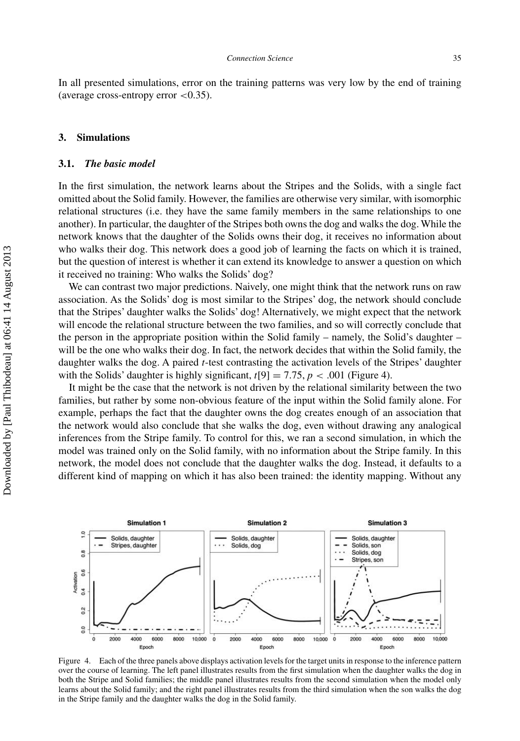In all presented simulations, error on the training patterns was very low by the end of training (average cross-entropy error <0.35).

## 3. Simulations

### 3.1. *The basic model*

In the first simulation, the network learns about the Stripes and the Solids, with a single fact omitted about the Solid family. However, the families are otherwise very similar, with isomorphic relational structures (i.e. they have the same family members in the same relationships to one another). In particular, the daughter of the Stripes both owns the dog and walks the dog. While the network knows that the daughter of the Solids owns their dog, it receives no information about who walks their dog. This network does a good job of learning the facts on which it is trained, but the question of interest is whether it can extend its knowledge to answer a question on which it received no training: Who walks the Solids' dog?

We can contrast two major predictions. Naively, one might think that the network runs on raw association. As the Solids' dog is most similar to the Stripes' dog, the network should conclude that the Stripes' daughter walks the Solids' dog! Alternatively, we might expect that the network will encode the relational structure between the two families, and so will correctly conclude that the person in the appropriate position within the Solid family – namely, the Solid's daughter – will be the one who walks their dog. In fact, the network decides that within the Solid family, the daughter walks the dog. A paired *t*-test contrasting the activation levels of the Stripes' daughter with the Solids' daughter is highly significant, $t[9] = 7.75$, $p < .001$ (Figure 4).

It might be the case that the network is not driven by the relational similarity between the two families, but rather by some non-obvious feature of the input within the Solid family alone. For example, perhaps the fact that the daughter owns the dog creates enough of an association that the network would also conclude that she walks the dog, even without drawing any analogical inferences from the Stripe family. To control for this, we ran a second simulation, in which the model was trained only on the Solid family, with no information about the Stripe family. In this network, the model does not conclude that the daughter walks the dog. Instead, it defaults to a different kind of mapping on which it has also been trained: the identity mapping. Without any

Simulation 1
Solids, daughter
Stripes, daughter
Activation
Epoch

Simulation 2
Solids, daughter
Solids, dog
Epoch

Simulation 3
Solids, daughter
Solids, son
Solids, dog
Stripes, son
Epoch

Figure 4. Each of the three panels above displays activation levels for the target units in response to the inference pattern over the course of learning. The left panel illustrates results from the first simulation when the daughter walks the dog in both the Stripe and Solid families; the middle panel illustrates results from the second simulation when the model only learns about the Solid family; and the right panel illustrates results from the third simulation when the son walks the dog in the Stripe family and the daughter walks the dog in the Solid family.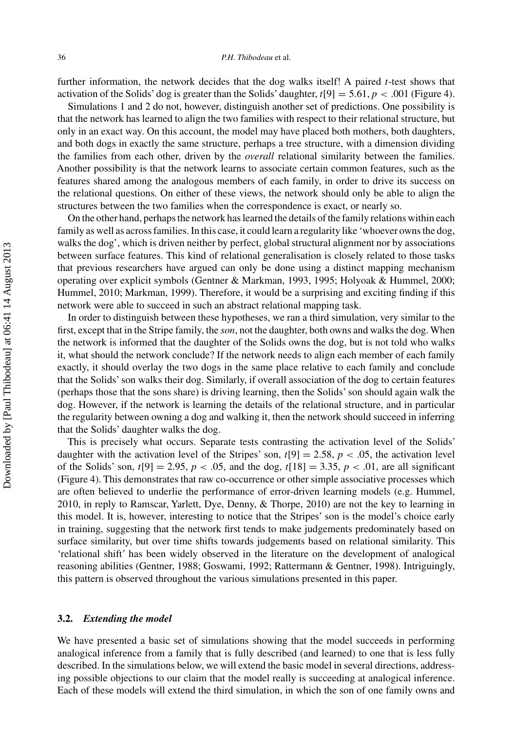further information, the network decides that the dog walks itself! A paired $t$-test shows that activation of the Solids' dog is greater than the Solids' daughter, $t[9] = 5.61, p < .001$ (Figure 4).

Simulations 1 and 2 do not, however, distinguish another set of predictions. One possibility is that the network has learned to align the two families with respect to their relational structure, but only in an exact way. On this account, the model may have placed both mothers, both daughters, and both dogs in exactly the same structure, perhaps a tree structure, with a dimension dividing the families from each other, driven by the *overall* relational similarity between the families. Another possibility is that the network learns to associate certain common features, such as the features shared among the analogous members of each family, in order to drive its success on the relational questions. On either of these views, the network should only be able to align the structures between the two families when the correspondence is exact, or nearly so.

On the other hand, perhaps the network has learned the details of the family relations within each family as well as across families. In this case, it could learn a regularity like 'whoever owns the dog, walks the dog', which is driven neither by perfect, global structural alignment nor by associations between surface features. This kind of relational generalisation is closely related to those tasks that previous researchers have argued can only be done using a distinct mapping mechanism operating over explicit symbols (Gentner & Markman, 1993, 1995; Holyoak & Hummel, 2000; Hummel, 2010; Markman, 1999). Therefore, it would be a surprising and exciting finding if this network were able to succeed in such an abstract relational mapping task.

In order to distinguish between these hypotheses, we ran a third simulation, very similar to the first, except that in the Stripe family, the *son*, not the daughter, both owns and walks the dog. When the network is informed that the daughter of the Solids owns the dog, but is not told who walks it, what should the network conclude? If the network needs to align each member of each family exactly, it should overlay the two dogs in the same place relative to each family and conclude that the Solids' son walks their dog. Similarly, if overall association of the dog to certain features (perhaps those that the sons share) is driving learning, then the Solids' son should again walk the dog. However, if the network is learning the details of the relational structure, and in particular the regularity between owning a dog and walking it, then the network should succeed in inferring that the Solids' daughter walks the dog.

This is precisely what occurs. Separate tests contrasting the activation level of the Solids' daughter with the activation level of the Stripes' son, $t[9] = 2.58, p < .05$, the activation level of the Solids' son, $t[9] = 2.95, p < .05$, and the dog, $t[18] = 3.35, p < .01$, are all significant (Figure 4). This demonstrates that raw co-occurrence or other simple associative processes which are often believed to underlie the performance of error-driven learning models (e.g. Hummel, 2010, in reply to Ramscar, Yarlett, Dye, Denny, & Thorpe, 2010) are not the key to learning in this model. It is, however, interesting to notice that the Stripes' son is the model's choice early in training, suggesting that the network first tends to make judgements predominately based on surface similarity, but over time shifts towards judgements based on relational similarity. This 'relational shift' has been widely observed in the literature on the development of analogical reasoning abilities (Gentner, 1988; Goswami, 1992; Rattermann & Gentner, 1998). Intriguingly, this pattern is observed throughout the various simulations presented in this paper.

### 3.2. *Extending the model*

We have presented a basic set of simulations showing that the model succeeds in performing analogical inference from a family that is fully described (and learned) to one that is less fully described. In the simulations below, we will extend the basic model in several directions, addressing possible objections to our claim that the model really is succeeding at analogical inference. Each of these models will extend the third simulation, in which the son of one family owns and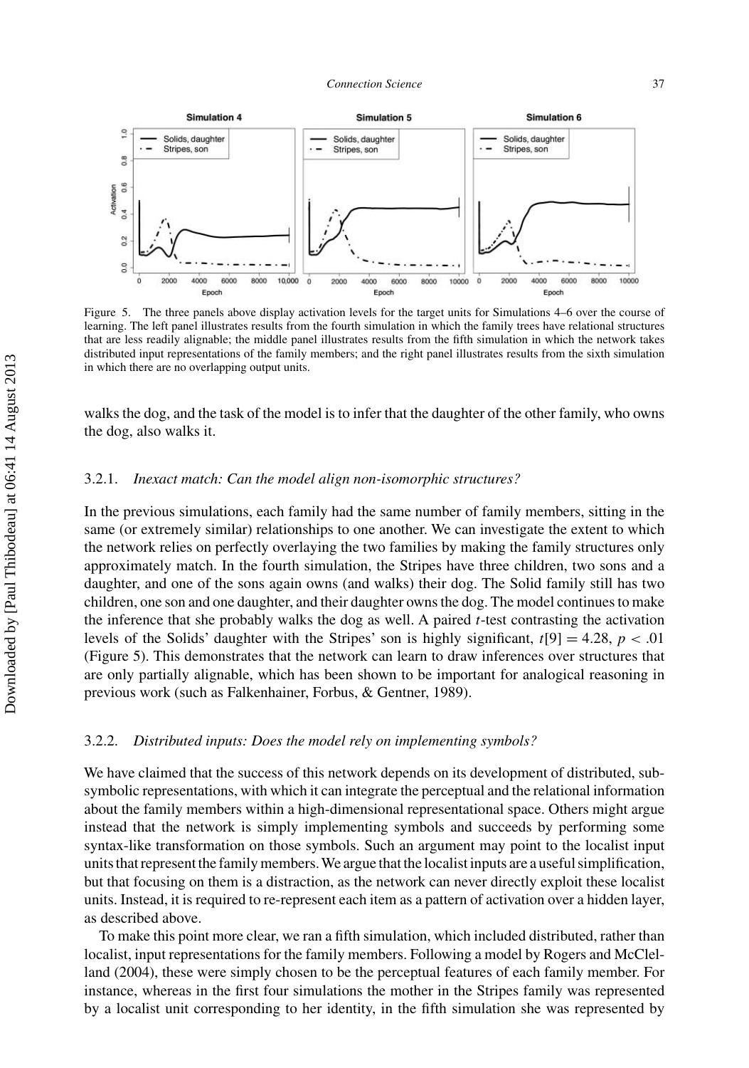Simulation 4

Simulation 5

Simulation 6

Solids, daughter
Stripes, son

Activation

Epoch

Figure 5. The three panels above display activation levels for the target units for Simulations 4–6 over the course of learning. The left panel illustrates results from the fourth simulation in which the family trees have relational structures that are less readily alignable; the middle panel illustrates results from the fifth simulation in which the network takes distributed input representations of the family members; and the right panel illustrates results from the sixth simulation in which there are no overlapping output units.

walks the dog, and the task of the model is to infer that the daughter of the other family, who owns the dog, also walks it.

### 3.2.1. *Inexact match: Can the model align non-isomorphic structures?*

In the previous simulations, each family had the same number of family members, sitting in the same (or extremely similar) relationships to one another. We can investigate the extent to which the network relies on perfectly overlaying the two families by making the family structures only approximately match. In the fourth simulation, the Stripes have three children, two sons and a daughter, and one of the sons again owns (and walks) their dog. The Solid family still has two children, one son and one daughter, and their daughter owns the dog. The model continues to make the inference that she probably walks the dog as well. A paired $t$-test contrasting the activation levels of the Solids' daughter with the Stripes' son is highly significant, $t[9] = 4.28$, $p < .01$ (Figure 5). This demonstrates that the network can learn to draw inferences over structures that are only partially alignable, which has been shown to be important for analogical reasoning in previous work (such as Falkenhainer, Forbus, & Gentner, 1989).

### 3.2.2. *Distributed inputs: Does the model rely on implementing symbols?*

We have claimed that the success of this network depends on its development of distributed, subsymbolic representations, with which it can integrate the perceptual and the relational information about the family members within a high-dimensional representational space. Others might argue instead that the network is simply implementing symbols and succeeds by performing some syntax-like transformation on those symbols. Such an argument may point to the localist input units that represent the family members. We argue that the localist inputs are a useful simplification, but that focusing on them is a distraction, as the network can never directly exploit these localist units. Instead, it is required to re-represent each item as a pattern of activation over a hidden layer, as described above.

To make this point more clear, we ran a fifth simulation, which included distributed, rather than localist, input representations for the family members. Following a model by Rogers and McClelland (2004), these were simply chosen to be the perceptual features of each family member. For instance, whereas in the first four simulations the mother in the Stripes family was represented by a localist unit corresponding to her identity, in the fifth simulation she was represented by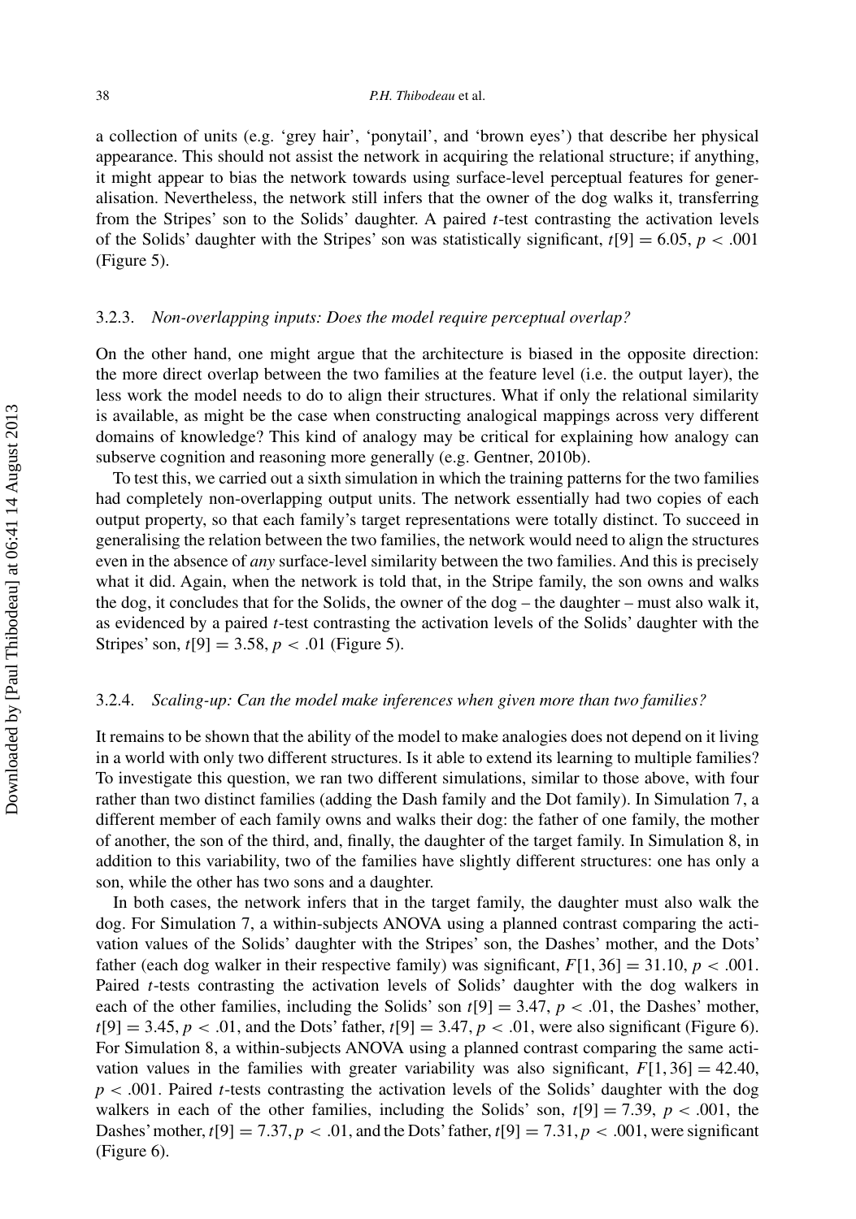a collection of units (e.g. 'grey hair', 'ponytail', and 'brown eyes') that describe her physical appearance. This should not assist the network in acquiring the relational structure; if anything, it might appear to bias the network towards using surface-level perceptual features for generalisation. Nevertheless, the network still infers that the owner of the dog walks it, transferring from the Stripes' son to the Solids' daughter. A paired $t$-test contrasting the activation levels of the Solids' daughter with the Stripes' son was statistically significant, $t[9] = 6.05$, $p < .001$ (Figure 5).

### 3.2.3. *Non-overlapping inputs: Does the model require perceptual overlap?*

On the other hand, one might argue that the architecture is biased in the opposite direction: the more direct overlap between the two families at the feature level (i.e. the output layer), the less work the model needs to do to align their structures. What if only the relational similarity is available, as might be the case when constructing analogical mappings across very different domains of knowledge? This kind of analogy may be critical for explaining how analogy can subserve cognition and reasoning more generally (e.g. Gentner, 2010b).

To test this, we carried out a sixth simulation in which the training patterns for the two families had completely non-overlapping output units. The network essentially had two copies of each output property, so that each family's target representations were totally distinct. To succeed in generalising the relation between the two families, the network would need to align the structures even in the absence of *any* surface-level similarity between the two families. And this is precisely what it did. Again, when the network is told that, in the Stripe family, the son owns and walks the dog, it concludes that for the Solids, the owner of the dog – the daughter – must also walk it, as evidenced by a paired $t$-test contrasting the activation levels of the Solids' daughter with the Stripes' son, $t[9] = 3.58$, $p < .01$ (Figure 5).

### 3.2.4. *Scaling-up: Can the model make inferences when given more than two families?*

It remains to be shown that the ability of the model to make analogies does not depend on it living in a world with only two different structures. Is it able to extend its learning to multiple families? To investigate this question, we ran two different simulations, similar to those above, with four rather than two distinct families (adding the Dash family and the Dot family). In Simulation 7, a different member of each family owns and walks their dog: the father of one family, the mother of another, the son of the third, and, finally, the daughter of the target family. In Simulation 8, in addition to this variability, two of the families have slightly different structures: one has only a son, while the other has two sons and a daughter.

In both cases, the network infers that in the target family, the daughter must also walk the dog. For Simulation 7, a within-subjects ANOVA using a planned contrast comparing the activation values of the Solids' daughter with the Stripes' son, the Dashes' mother, and the Dots' father (each dog walker in their respective family) was significant, $F[1, 36] = 31.10$, $p < .001$. Paired $t$-tests contrasting the activation levels of Solids' daughter with the dog walkers in each of the other families, including the Solids' son $t[9] = 3.47$, $p < .01$, the Dashes' mother, $t[9] = 3.45$, $p < .01$, and the Dots' father, $t[9] = 3.47$, $p < .01$, were also significant (Figure 6). For Simulation 8, a within-subjects ANOVA using a planned contrast comparing the same activation values in the families with greater variability was also significant, $F[1, 36] = 42.40$, $p < .001$. Paired $t$-tests contrasting the activation levels of the Solids' daughter with the dog walkers in each of the other families, including the Solids' son, $t[9] = 7.39$, $p < .001$, the Dashes' mother, $t[9] = 7.37$, $p < .01$, and the Dots' father, $t[9] = 7.31$, $p < .001$, were significant (Figure 6).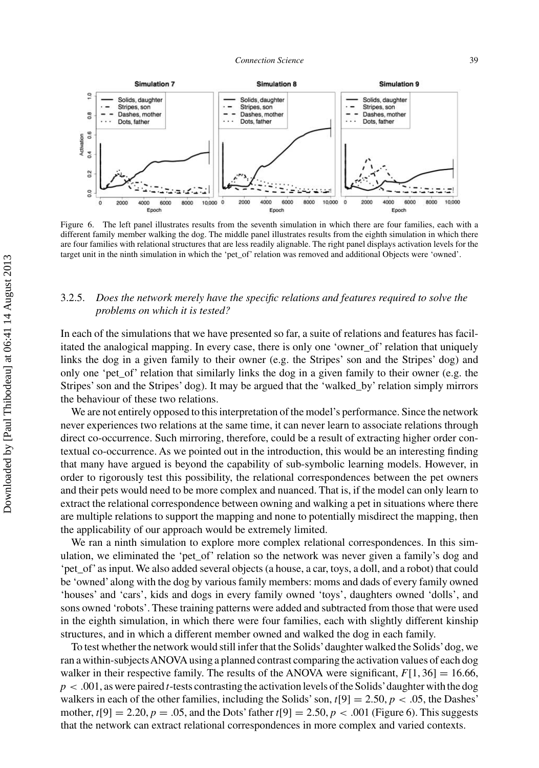Figure 6. The left panel illustrates results from the seventh simulation in which there are four families, each with a different family member walking the dog. The middle panel illustrates results from the eighth simulation in which there are four families with relational structures that are less readily alignable. The right panel displays activation levels for the target unit in the ninth simulation in which the 'pet_of' relation was removed and additional Objects were 'owned'.

### 3.2.5. *Does the network merely have the specific relations and features required to solve the problems on which it is tested?*

In each of the simulations that we have presented so far, a suite of relations and features has facilitated the analogical mapping. In every case, there is only one 'owner_of' relation that uniquely links the dog in a given family to their owner (e.g. the Stripes' son and the Stripes' dog) and only one 'pet_of' relation that similarly links the dog in a given family to their owner (e.g. the Stripes' son and the Stripes' dog). It may be argued that the 'walked_by' relation simply mirrors the behaviour of these two relations.

We are not entirely opposed to this interpretation of the model's performance. Since the network never experiences two relations at the same time, it can never learn to associate relations through direct co-occurrence. Such mirroring, therefore, could be a result of extracting higher order contextual co-occurrence. As we pointed out in the introduction, this would be an interesting finding that many have argued is beyond the capability of sub-symbolic learning models. However, in order to rigorously test this possibility, the relational correspondences between the pet owners and their pets would need to be more complex and nuanced. That is, if the model can only learn to extract the relational correspondence between owning and walking a pet in situations where there are multiple relations to support the mapping and none to potentially misdirect the mapping, then the applicability of our approach would be extremely limited.

We ran a ninth simulation to explore more complex relational correspondences. In this simulation, we eliminated the 'pet_of' relation so the network was never given a family's dog and 'pet_of' as input. We also added several objects (a house, a car, toys, a doll, and a robot) that could be 'owned' along with the dog by various family members: moms and dads of every family owned 'houses' and 'cars', kids and dogs in every family owned 'toys', daughters owned 'dolls', and sons owned 'robots'. These training patterns were added and subtracted from those that were used in the eighth simulation, in which there were four families, each with slightly different kinship structures, and in which a different member owned and walked the dog in each family.

To test whether the network would still infer that the Solids' daughter walked the Solids' dog, we ran a within-subjects ANOVA using a planned contrast comparing the activation values of each dog walker in their respective family. The results of the ANOVA were significant, $F[1, 36] = 16.66$, $p < .001$, as were paired $t$-tests contrasting the activation levels of the Solids' daughter with the dog walkers in each of the other families, including the Solids' son, $t[9] = 2.50$, $p < .05$, the Dashes' mother, $t[9] = 2.20$, $p = .05$, and the Dots' father $t[9] = 2.50$, $p < .001$ (Figure 6). This suggests that the network can extract relational correspondences in more complex and varied contexts.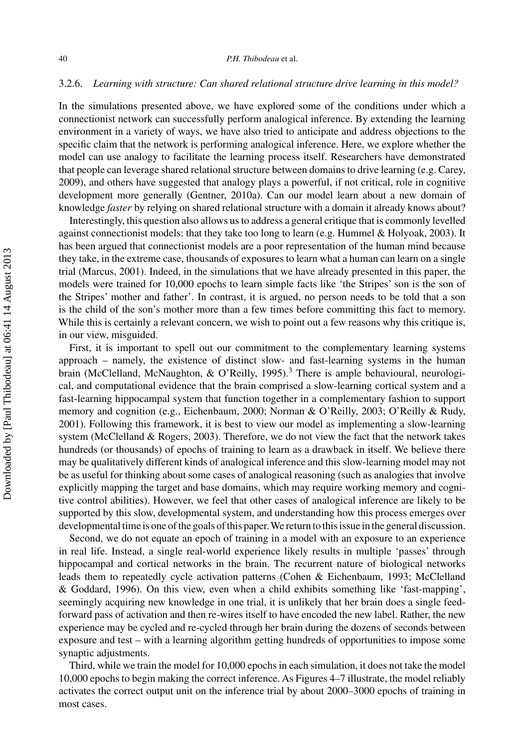### 3.2.6. *Learning with structure: Can shared relational structure drive learning in this model?*

In the simulations presented above, we have explored some of the conditions under which a connectionist network can successfully perform analogical inference. By extending the learning environment in a variety of ways, we have also tried to anticipate and address objections to the specific claim that the network is performing analogical inference. Here, we explore whether the model can use analogy to facilitate the learning process itself. Researchers have demonstrated that people can leverage shared relational structure between domains to drive learning (e.g. Carey, 2009), and others have suggested that analogy plays a powerful, if not critical, role in cognitive development more generally (Gentner, 2010a). Can our model learn about a new domain of knowledge *faster* by relying on shared relational structure with a domain it already knows about?

Interestingly, this question also allows us to address a general critique that is commonly levelled against connectionist models: that they take too long to learn (e.g. Hummel & Holyoak, 2003). It has been argued that connectionist models are a poor representation of the human mind because they take, in the extreme case, thousands of exposures to learn what a human can learn on a single trial (Marcus, 2001). Indeed, in the simulations that we have already presented in this paper, the models were trained for 10,000 epochs to learn simple facts like 'the Stripes' son is the son of the Stripes' mother and father'. In contrast, it is argued, no person needs to be told that a son is the child of the son's mother more than a few times before committing this fact to memory. While this is certainly a relevant concern, we wish to point out a few reasons why this critique is, in our view, misguided.

First, it is important to spell out our commitment to the complementary learning systems approach – namely, the existence of distinct slow- and fast-learning systems in the human brain (McClelland, McNaughton, & O'Reilly, 1995).[3] There is ample behavioural, neurological, and computational evidence that the brain comprised a slow-learning cortical system and a fast-learning hippocampal system that function together in a complementary fashion to support memory and cognition (e.g., Eichenbaum, 2000; Norman & O'Reilly, 2003; O'Reilly & Rudy, 2001). Following this framework, it is best to view our model as implementing a slow-learning system (McClelland & Rogers, 2003). Therefore, we do not view the fact that the network takes hundreds (or thousands) of epochs of training to learn as a drawback in itself. We believe there may be qualitatively different kinds of analogical inference and this slow-learning model may not be as useful for thinking about some cases of analogical reasoning (such as analogies that involve explicitly mapping the target and base domains, which may require working memory and cognitive control abilities). However, we feel that other cases of analogical inference are likely to be supported by this slow, developmental system, and understanding how this process emerges over developmental time is one of the goals of this paper. We return to this issue in the general discussion.

Second, we do not equate an epoch of training in a model with an exposure to an experience in real life. Instead, a single real-world experience likely results in multiple 'passes' through hippocampal and cortical networks in the brain. The recurrent nature of biological networks leads them to repeatedly cycle activation patterns (Cohen & Eichenbaum, 1993; McClelland & Goddard, 1996). On this view, even when a child exhibits something like 'fast-mapping', seemingly acquiring new knowledge in one trial, it is unlikely that her brain does a single feed-forward pass of activation and then re-wires itself to have encoded the new label. Rather, the new experience may be cycled and re-cycled through her brain during the dozens of seconds between exposure and test – with a learning algorithm getting hundreds of opportunities to impose some synaptic adjustments.

Third, while we train the model for 10,000 epochs in each simulation, it does not take the model 10,000 epochs to begin making the correct inference. As Figures 4–7 illustrate, the model reliably activates the correct output unit on the inference trial by about 2000–3000 epochs of training in most cases.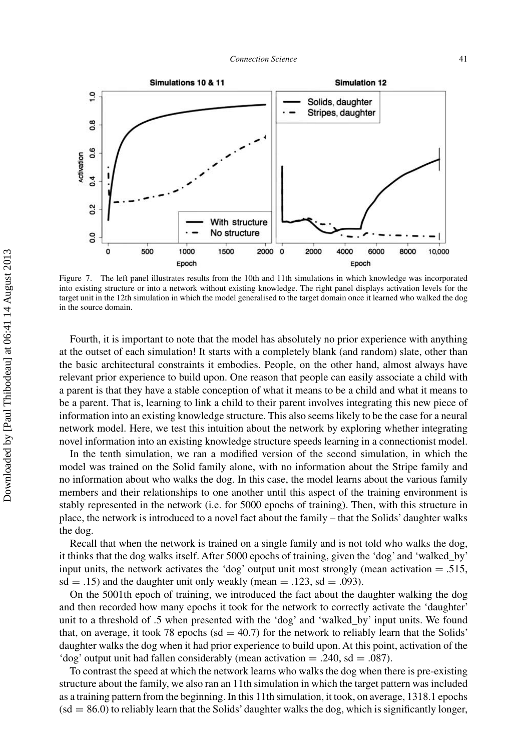Simulations 10 & 11

Activation

1.0
0.8
0.6
0.4
0.2
0.0

0 500 1000 1500 2000

Epoch

With structure
No structure

Simulation 12

Solids, daughter
Stripes, daughter

0 2000 4000 6000 8000 10,000

Epoch

Figure 7. The left panel illustrates results from the 10th and 11th simulations in which knowledge was incorporated into existing structure or into a network without existing knowledge. The right panel displays activation levels for the target unit in the 12th simulation in which the model generalised to the target domain once it learned who walked the dog in the source domain.

Fourth, it is important to note that the model has absolutely no prior experience with anything at the outset of each simulation! It starts with a completely blank (and random) slate, other than the basic architectural constraints it embodies. People, on the other hand, almost always have relevant prior experience to build upon. One reason that people can easily associate a child with a parent is that they have a stable conception of what it means to be a child and what it means to be a parent. That is, learning to link a child to their parent involves integrating this new piece of information into an existing knowledge structure. This also seems likely to be the case for a neural network model. Here, we test this intuition about the network by exploring whether integrating novel information into an existing knowledge structure speeds learning in a connectionist model.

In the tenth simulation, we ran a modified version of the second simulation, in which the model was trained on the Solid family alone, with no information about the Stripe family and no information about who walks the dog. In this case, the model learns about the various family members and their relationships to one another until this aspect of the training environment is stably represented in the network (i.e. for 5000 epochs of training). Then, with this structure in place, the network is introduced to a novel fact about the family – that the Solids' daughter walks the dog.

Recall that when the network is trained on a single family and is not told who walks the dog, it thinks that the dog walks itself. After 5000 epochs of training, given the 'dog' and 'walked_by' input units, the network activates the 'dog' output unit most strongly (mean activation = .515, sd = .15) and the daughter unit only weakly (mean = .123, sd = .093).

On the 5001th epoch of training, we introduced the fact about the daughter walking the dog and then recorded how many epochs it took for the network to correctly activate the 'daughter' unit to a threshold of .5 when presented with the 'dog' and 'walked_by' input units. We found that, on average, it took 78 epochs (sd = 40.7) for the network to reliably learn that the Solids' daughter walks the dog when it had prior experience to build upon. At this point, activation of the 'dog' output unit had fallen considerably (mean activation = .240, sd = .087).

To contrast the speed at which the network learns who walks the dog when there is pre-existing structure about the family, we also ran an 11th simulation in which the target pattern was included as a training pattern from the beginning. In this 11th simulation, it took, on average, 1318.1 epochs (sd = 86.0) to reliably learn that the Solids' daughter walks the dog, which is significantly longer,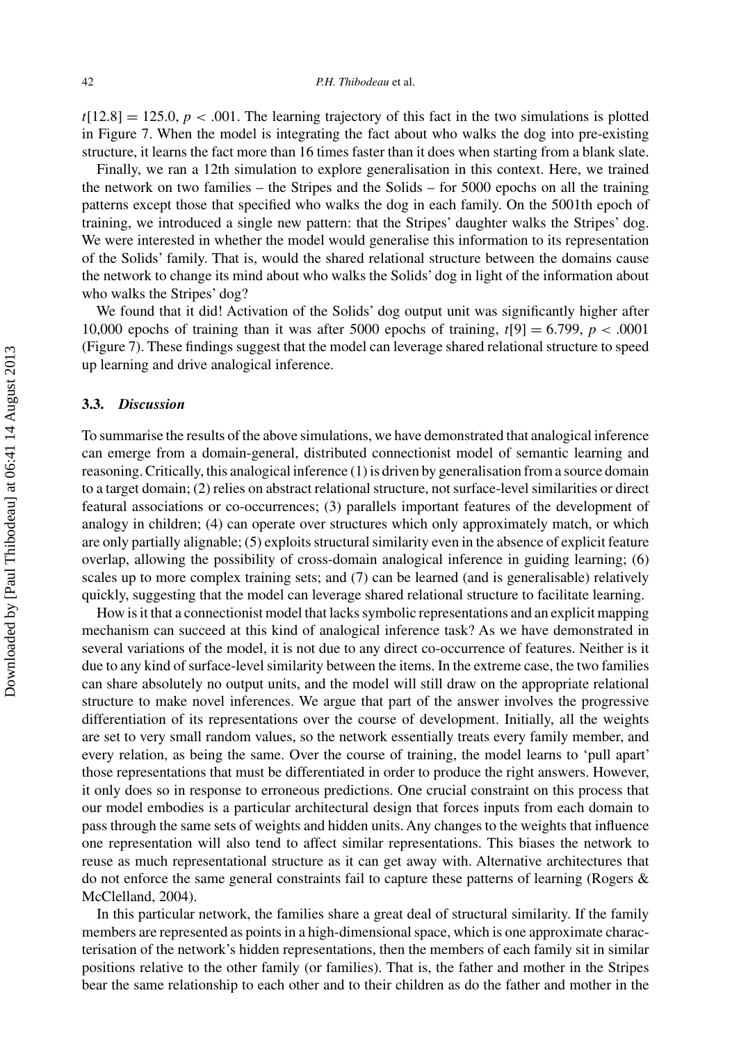$t[12.8] = 125.0$, $p < .001$. The learning trajectory of this fact in the two simulations is plotted in Figure 7. When the model is integrating the fact about who walks the dog into pre-existing structure, it learns the fact more than 16 times faster than it does when starting from a blank slate.

Finally, we ran a 12th simulation to explore generalisation in this context. Here, we trained the network on two families – the Stripes and the Solids – for 5000 epochs on all the training patterns except those that specified who walks the dog in each family. On the 5001th epoch of training, we introduced a single new pattern: that the Stripes' daughter walks the Stripes' dog. We were interested in whether the model would generalise this information to its representation of the Solids' family. That is, would the shared relational structure between the domains cause the network to change its mind about who walks the Solids' dog in light of the information about who walks the Stripes' dog?

We found that it did! Activation of the Solids' dog output unit was significantly higher after 10,000 epochs of training than it was after 5000 epochs of training, $t[9] = 6.799$, $p < .0001$ (Figure 7). These findings suggest that the model can leverage shared relational structure to speed up learning and drive analogical inference.

### 3.3. *Discussion*

To summarise the results of the above simulations, we have demonstrated that analogical inference can emerge from a domain-general, distributed connectionist model of semantic learning and reasoning. Critically, this analogical inference (1) is driven by generalisation from a source domain to a target domain; (2) relies on abstract relational structure, not surface-level similarities or direct featural associations or co-occurrences; (3) parallels important features of the development of analogy in children; (4) can operate over structures which only approximately match, or which are only partially alignable; (5) exploits structural similarity even in the absence of explicit feature overlap, allowing the possibility of cross-domain analogical inference in guiding learning; (6) scales up to more complex training sets; and (7) can be learned (and is generalisable) relatively quickly, suggesting that the model can leverage shared relational structure to facilitate learning.

How is it that a connectionist model that lacks symbolic representations and an explicit mapping mechanism can succeed at this kind of analogical inference task? As we have demonstrated in several variations of the model, it is not due to any direct co-occurrence of features. Neither is it due to any kind of surface-level similarity between the items. In the extreme case, the two families can share absolutely no output units, and the model will still draw on the appropriate relational structure to make novel inferences. We argue that part of the answer involves the progressive differentiation of its representations over the course of development. Initially, all the weights are set to very small random values, so the network essentially treats every family member, and every relation, as being the same. Over the course of training, the model learns to 'pull apart' those representations that must be differentiated in order to produce the right answers. However, it only does so in response to erroneous predictions. One crucial constraint on this process that our model embodies is a particular architectural design that forces inputs from each domain to pass through the same sets of weights and hidden units. Any changes to the weights that influence one representation will also tend to affect similar representations. This biases the network to reuse as much representational structure as it can get away with. Alternative architectures that do not enforce the same general constraints fail to capture these patterns of learning (Rogers & McClelland, 2004).

In this particular network, the families share a great deal of structural similarity. If the family members are represented as points in a high-dimensional space, which is one approximate characterisation of the network's hidden representations, then the members of each family sit in similar positions relative to the other family (or families). That is, the father and mother in the Stripes bear the same relationship to each other and to their children as do the father and mother in the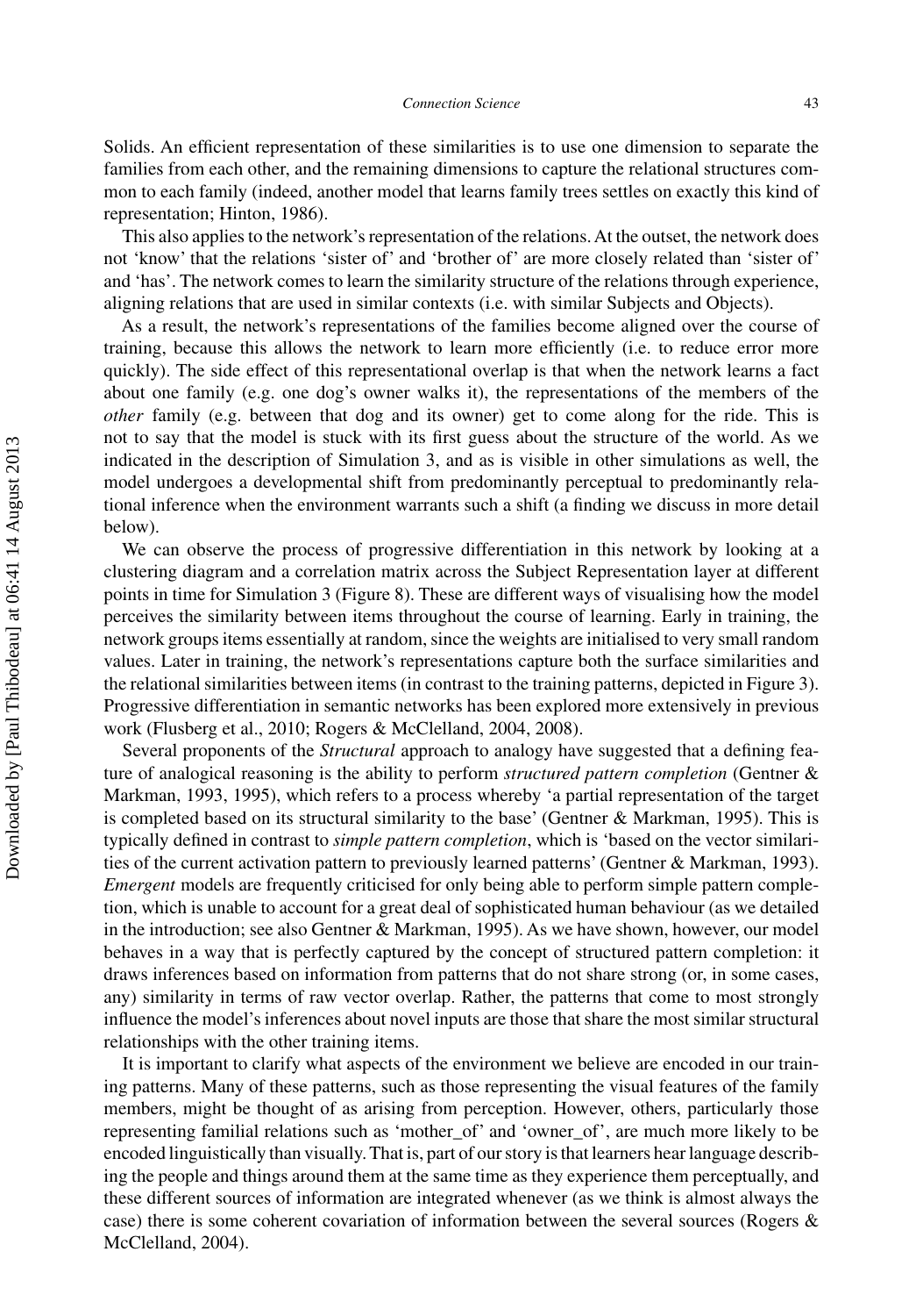Solids. An efficient representation of these similarities is to use one dimension to separate the families from each other, and the remaining dimensions to capture the relational structures common to each family (indeed, another model that learns family trees settles on exactly this kind of representation; Hinton, 1986).

This also applies to the network's representation of the relations. At the outset, the network does not 'know' that the relations 'sister of' and 'brother of' are more closely related than 'sister of' and 'has'. The network comes to learn the similarity structure of the relations through experience, aligning relations that are used in similar contexts (i.e. with similar Subjects and Objects).

As a result, the network's representations of the families become aligned over the course of training, because this allows the network to learn more efficiently (i.e. to reduce error more quickly). The side effect of this representational overlap is that when the network learns a fact about one family (e.g. one dog's owner walks it), the representations of the members of the *other* family (e.g. between that dog and its owner) get to come along for the ride. This is not to say that the model is stuck with its first guess about the structure of the world. As we indicated in the description of Simulation 3, and as is visible in other simulations as well, the model undergoes a developmental shift from predominantly perceptual to predominantly relational inference when the environment warrants such a shift (a finding we discuss in more detail below).

We can observe the process of progressive differentiation in this network by looking at a clustering diagram and a correlation matrix across the Subject Representation layer at different points in time for Simulation 3 (Figure 8). These are different ways of visualising how the model perceives the similarity between items throughout the course of learning. Early in training, the network groups items essentially at random, since the weights are initialised to very small random values. Later in training, the network's representations capture both the surface similarities and the relational similarities between items (in contrast to the training patterns, depicted in Figure 3). Progressive differentiation in semantic networks has been explored more extensively in previous work (Flusberg et al., 2010; Rogers & McClelland, 2004, 2008).

Several proponents of the *Structural* approach to analogy have suggested that a defining feature of analogical reasoning is the ability to perform *structured pattern completion* (Gentner & Markman, 1993, 1995), which refers to a process whereby 'a partial representation of the target is completed based on its structural similarity to the base' (Gentner & Markman, 1995). This is typically defined in contrast to *simple pattern completion*, which is 'based on the vector similarities of the current activation pattern to previously learned patterns' (Gentner & Markman, 1993). *Emergent* models are frequently criticised for only being able to perform simple pattern completion, which is unable to account for a great deal of sophisticated human behaviour (as we detailed in the introduction; see also Gentner & Markman, 1995). As we have shown, however, our model behaves in a way that is perfectly captured by the concept of structured pattern completion: it draws inferences based on information from patterns that do not share strong (or, in some cases, any) similarity in terms of raw vector overlap. Rather, the patterns that come to most strongly influence the model's inferences about novel inputs are those that share the most similar structural relationships with the other training items.

It is important to clarify what aspects of the environment we believe are encoded in our training patterns. Many of these patterns, such as those representing the visual features of the family members, might be thought of as arising from perception. However, others, particularly those representing familial relations such as 'mother_of' and 'owner_of', are much more likely to be encoded linguistically than visually. That is, part of our story is that learners hear language describing the people and things around them at the same time as they experience them perceptually, and these different sources of information are integrated whenever (as we think is almost always the case) there is some coherent covariation of information between the several sources (Rogers & McClelland, 2004).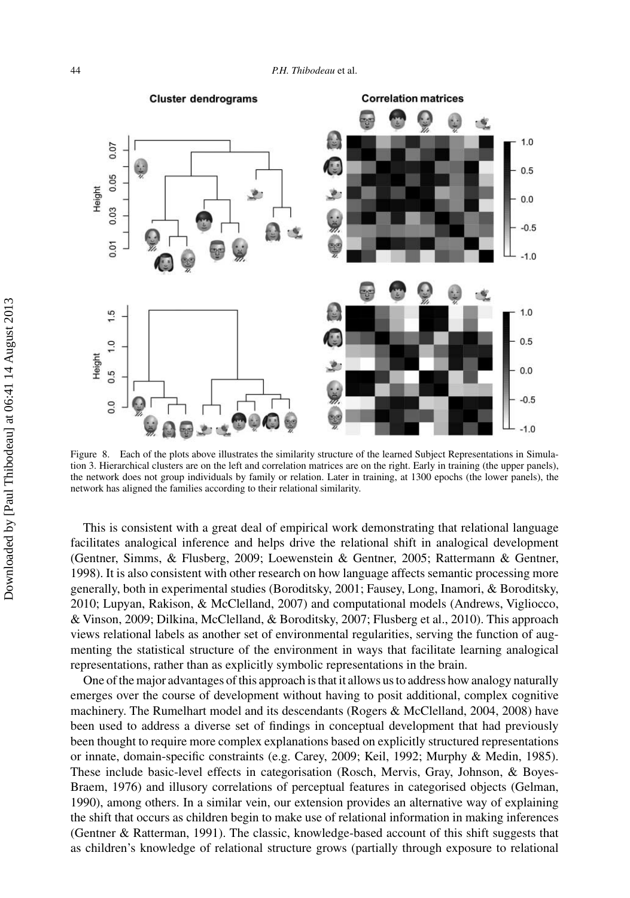Figure 8. Each of the plots above illustrates the similarity structure of the learned Subject Representations in Simulation 3. Hierarchical clusters are on the left and correlation matrices are on the right. Early in training (the upper panels), the network does not group individuals by family or relation. Later in training, at 1300 epochs (the lower panels), the network has aligned the families according to their relational similarity.

This is consistent with a great deal of empirical work demonstrating that relational language facilitates analogical inference and helps drive the relational shift in analogical development (Gentner, Simms, & Flusberg, 2009; Loewenstein & Gentner, 2005; Rattermann & Gentner, 1998). It is also consistent with other research on how language affects semantic processing more generally, both in experimental studies (Boroditsky, 2001; Fausey, Long, Inamori, & Boroditsky, 2010; Lupyan, Rakison, & McClelland, 2007) and computational models (Andrews, Vigliocco, & Vinson, 2009; Dilkina, McClelland, & Boroditsky, 2007; Flusberg et al., 2010). This approach views relational labels as another set of environmental regularities, serving the function of augmenting the statistical structure of the environment in ways that facilitate learning analogical representations, rather than as explicitly symbolic representations in the brain.

One of the major advantages of this approach is that it allows us to address how analogy naturally emerges over the course of development without having to posit additional, complex cognitive machinery. The Rumelhart model and its descendants (Rogers & McClelland, 2004, 2008) have been used to address a diverse set of findings in conceptual development that had previously been thought to require more complex explanations based on explicitly structured representations or innate, domain-specific constraints (e.g. Carey, 2009; Keil, 1992; Murphy & Medin, 1985). These include basic-level effects in categorisation (Rosch, Mervis, Gray, Johnson, & Boyes-Braem, 1976) and illusory correlations of perceptual features in categorised objects (Gelman, 1990), among others. In a similar vein, our extension provides an alternative way of explaining the shift that occurs as children begin to make use of relational information in making inferences (Gentner & Ratterman, 1991). The classic, knowledge-based account of this shift suggests that as children's knowledge of relational structure grows (partially through exposure to relational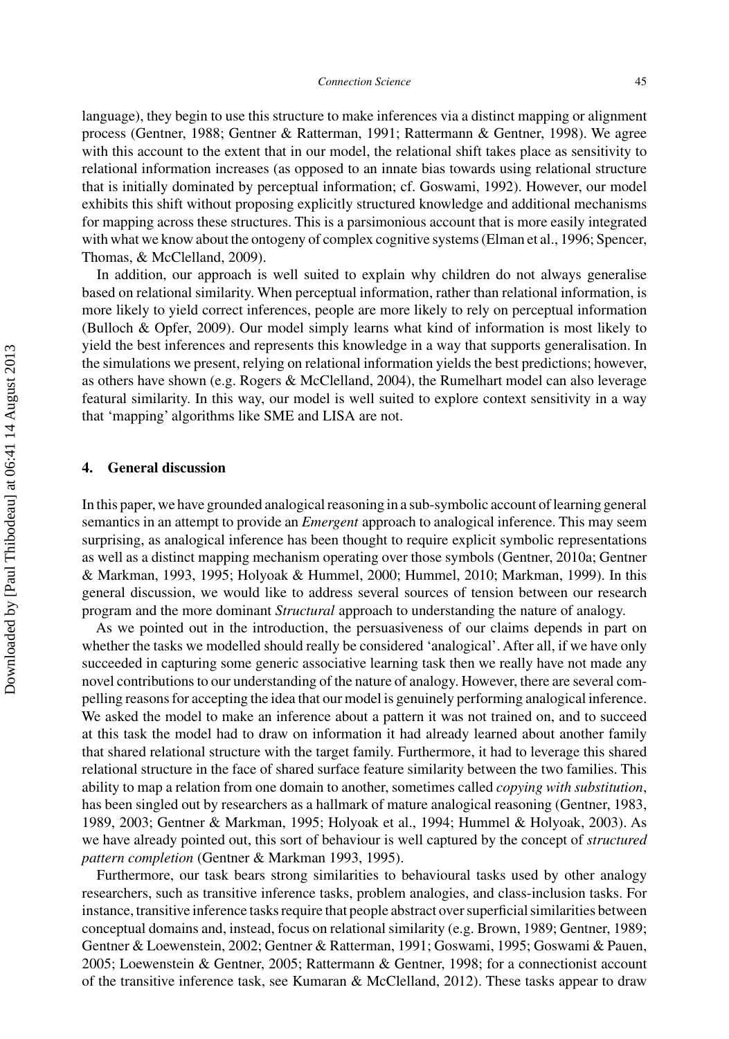language), they begin to use this structure to make inferences via a distinct mapping or alignment process (Gentner, 1988; Gentner & Ratterman, 1991; Rattermann & Gentner, 1998). We agree with this account to the extent that in our model, the relational shift takes place as sensitivity to relational information increases (as opposed to an innate bias towards using relational structure that is initially dominated by perceptual information; cf. Goswami, 1992). However, our model exhibits this shift without proposing explicitly structured knowledge and additional mechanisms for mapping across these structures. This is a parsimonious account that is more easily integrated with what we know about the ontogeny of complex cognitive systems (Elman et al., 1996; Spencer, Thomas, & McClelland, 2009).

In addition, our approach is well suited to explain why children do not always generalise based on relational similarity. When perceptual information, rather than relational information, is more likely to yield correct inferences, people are more likely to rely on perceptual information (Bulloch & Opfer, 2009). Our model simply learns what kind of information is most likely to yield the best inferences and represents this knowledge in a way that supports generalisation. In the simulations we present, relying on relational information yields the best predictions; however, as others have shown (e.g. Rogers & McClelland, 2004), the Rumelhart model can also leverage featural similarity. In this way, our model is well suited to explore context sensitivity in a way that 'mapping' algorithms like SME and LISA are not.

## 4. General discussion

In this paper, we have grounded analogical reasoning in a sub-symbolic account of learning general semantics in an attempt to provide an *Emergent* approach to analogical inference. This may seem surprising, as analogical inference has been thought to require explicit symbolic representations as well as a distinct mapping mechanism operating over those symbols (Gentner, 2010a; Gentner & Markman, 1993, 1995; Holyoak & Hummel, 2000; Hummel, 2010; Markman, 1999). In this general discussion, we would like to address several sources of tension between our research program and the more dominant *Structural* approach to understanding the nature of analogy.

As we pointed out in the introduction, the persuasiveness of our claims depends in part on whether the tasks we modelled should really be considered 'analogical'. After all, if we have only succeeded in capturing some generic associative learning task then we really have not made any novel contributions to our understanding of the nature of analogy. However, there are several compelling reasons for accepting the idea that our model is genuinely performing analogical inference. We asked the model to make an inference about a pattern it was not trained on, and to succeed at this task the model had to draw on information it had already learned about another family that shared relational structure with the target family. Furthermore, it had to leverage this shared relational structure in the face of shared surface feature similarity between the two families. This ability to map a relation from one domain to another, sometimes called *copying with substitution*, has been singled out by researchers as a hallmark of mature analogical reasoning (Gentner, 1983, 1989, 2003; Gentner & Markman, 1995; Holyoak et al., 1994; Hummel & Holyoak, 2003). As we have already pointed out, this sort of behaviour is well captured by the concept of *structured pattern completion* (Gentner & Markman 1993, 1995).

Furthermore, our task bears strong similarities to behavioural tasks used by other analogy researchers, such as transitive inference tasks, problem analogies, and class-inclusion tasks. For instance, transitive inference tasks require that people abstract over superficial similarities between conceptual domains and, instead, focus on relational similarity (e.g. Brown, 1989; Gentner, 1989; Gentner & Loewenstein, 2002; Gentner & Ratterman, 1991; Goswami, 1995; Goswami & Pauen, 2005; Loewenstein & Gentner, 2005; Rattermann & Gentner, 1998; for a connectionist account of the transitive inference task, see Kumaran & McClelland, 2012). These tasks appear to draw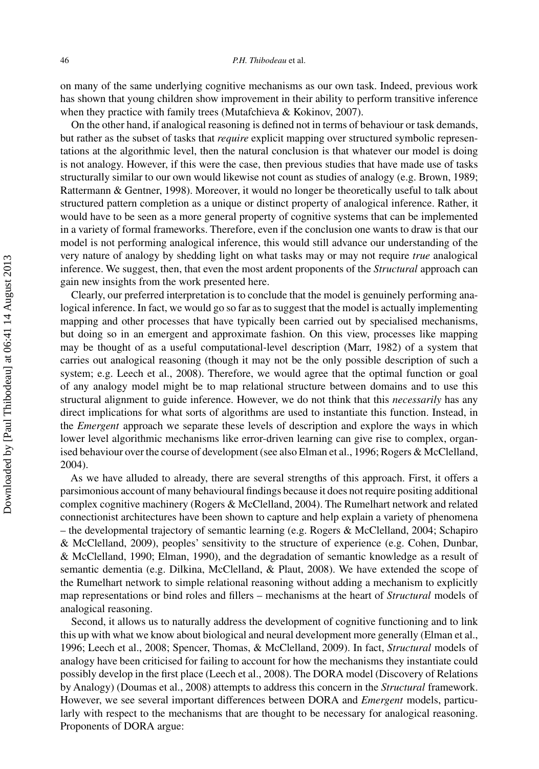on many of the same underlying cognitive mechanisms as our own task. Indeed, previous work has shown that young children show improvement in their ability to perform transitive inference when they practice with family trees (Mutafchieva & Kokinov, 2007).

On the other hand, if analogical reasoning is defined not in terms of behaviour or task demands, but rather as the subset of tasks that *require* explicit mapping over structured symbolic representations at the algorithmic level, then the natural conclusion is that whatever our model is doing is not analogy. However, if this were the case, then previous studies that have made use of tasks structurally similar to our own would likewise not count as studies of analogy (e.g. Brown, 1989; Rattermann & Gentner, 1998). Moreover, it would no longer be theoretically useful to talk about structured pattern completion as a unique or distinct property of analogical inference. Rather, it would have to be seen as a more general property of cognitive systems that can be implemented in a variety of formal frameworks. Therefore, even if the conclusion one wants to draw is that our model is not performing analogical inference, this would still advance our understanding of the very nature of analogy by shedding light on what tasks may or may not require *true* analogical inference. We suggest, then, that even the most ardent proponents of the *Structural* approach can gain new insights from the work presented here.

Clearly, our preferred interpretation is to conclude that the model is genuinely performing analogical inference. In fact, we would go so far as to suggest that the model is actually implementing mapping and other processes that have typically been carried out by specialised mechanisms, but doing so in an emergent and approximate fashion. On this view, processes like mapping may be thought of as a useful computational-level description (Marr, 1982) of a system that carries out analogical reasoning (though it may not be the only possible description of such a system; e.g. Leech et al., 2008). Therefore, we would agree that the optimal function or goal of any analogy model might be to map relational structure between domains and to use this structural alignment to guide inference. However, we do not think that this *necessarily* has any direct implications for what sorts of algorithms are used to instantiate this function. Instead, in the *Emergent* approach we separate these levels of description and explore the ways in which lower level algorithmic mechanisms like error-driven learning can give rise to complex, organised behaviour over the course of development (see also Elman et al., 1996; Rogers & McClelland, 2004).

As we have alluded to already, there are several strengths of this approach. First, it offers a parsimonious account of many behavioural findings because it does not require positing additional complex cognitive machinery (Rogers & McClelland, 2004). The Rumelhart network and related connectionist architectures have been shown to capture and help explain a variety of phenomena – the developmental trajectory of semantic learning (e.g. Rogers & McClelland, 2004; Schapiro & McClelland, 2009), peoples' sensitivity to the structure of experience (e.g. Cohen, Dunbar, & McClelland, 1990; Elman, 1990), and the degradation of semantic knowledge as a result of semantic dementia (e.g. Dilkina, McClelland, & Plaut, 2008). We have extended the scope of the Rumelhart network to simple relational reasoning without adding a mechanism to explicitly map representations or bind roles and fillers – mechanisms at the heart of *Structural* models of analogical reasoning.

Second, it allows us to naturally address the development of cognitive functioning and to link this up with what we know about biological and neural development more generally (Elman et al., 1996; Leech et al., 2008; Spencer, Thomas, & McClelland, 2009). In fact, *Structural* models of analogy have been criticised for failing to account for how the mechanisms they instantiate could possibly develop in the first place (Leech et al., 2008). The DORA model (Discovery of Relations by Analogy) (Doumas et al., 2008) attempts to address this concern in the *Structural* framework. However, we see several important differences between DORA and *Emergent* models, particularly with respect to the mechanisms that are thought to be necessary for analogical reasoning. Proponents of DORA argue: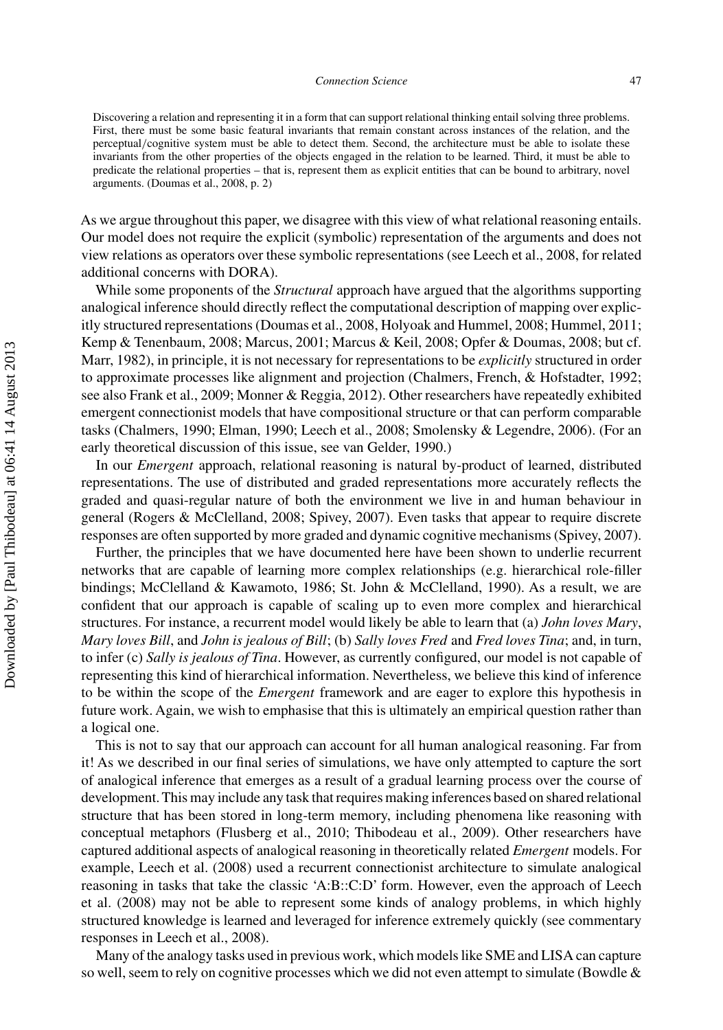Discovering a relation and representing it in a form that can support relational thinking entail solving three problems. First, there must be some basic featural invariants that remain constant across instances of the relation, and the perceptual/cognitive system must be able to detect them. Second, the architecture must be able to isolate these invariants from the other properties of the objects engaged in the relation to be learned. Third, it must be able to predicate the relational properties – that is, represent them as explicit entities that can be bound to arbitrary, novel arguments. (Doumas et al., 2008, p. 2)

As we argue throughout this paper, we disagree with this view of what relational reasoning entails. Our model does not require the explicit (symbolic) representation of the arguments and does not view relations as operators over these symbolic representations (see Leech et al., 2008, for related additional concerns with DORA).

While some proponents of the *Structural* approach have argued that the algorithms supporting analogical inference should directly reflect the computational description of mapping over explicitly structured representations (Doumas et al., 2008, Holyoak and Hummel, 2008; Hummel, 2011; Kemp & Tenenbaum, 2008; Marcus, 2001; Marcus & Keil, 2008; Opfer & Doumas, 2008; but cf. Marr, 1982), in principle, it is not necessary for representations to be *explicitly* structured in order to approximate processes like alignment and projection (Chalmers, French, & Hofstadter, 1992; see also Frank et al., 2009; Monner & Reggia, 2012). Other researchers have repeatedly exhibited emergent connectionist models that have compositional structure or that can perform comparable tasks (Chalmers, 1990; Elman, 1990; Leech et al., 2008; Smolensky & Legendre, 2006). (For an early theoretical discussion of this issue, see van Gelder, 1990.)

In our *Emergent* approach, relational reasoning is natural by-product of learned, distributed representations. The use of distributed and graded representations more accurately reflects the graded and quasi-regular nature of both the environment we live in and human behaviour in general (Rogers & McClelland, 2008; Spivey, 2007). Even tasks that appear to require discrete responses are often supported by more graded and dynamic cognitive mechanisms (Spivey, 2007).

Further, the principles that we have documented here have been shown to underlie recurrent networks that are capable of learning more complex relationships (e.g. hierarchical role-filler bindings; McClelland & Kawamoto, 1986; St. John & McClelland, 1990). As a result, we are confident that our approach is capable of scaling up to even more complex and hierarchical structures. For instance, a recurrent model would likely be able to learn that (a) *John loves Mary*, *Mary loves Bill*, and *John is jealous of Bill*; (b) *Sally loves Fred* and *Fred loves Tina*; and, in turn, to infer (c) *Sally is jealous of Tina*. However, as currently configured, our model is not capable of representing this kind of hierarchical information. Nevertheless, we believe this kind of inference to be within the scope of the *Emergent* framework and are eager to explore this hypothesis in future work. Again, we wish to emphasise that this is ultimately an empirical question rather than a logical one.

This is not to say that our approach can account for all human analogical reasoning. Far from it! As we described in our final series of simulations, we have only attempted to capture the sort of analogical inference that emerges as a result of a gradual learning process over the course of development. This may include any task that requires making inferences based on shared relational structure that has been stored in long-term memory, including phenomena like reasoning with conceptual metaphors (Flusberg et al., 2010; Thibodeau et al., 2009). Other researchers have captured additional aspects of analogical reasoning in theoretically related *Emergent* models. For example, Leech et al. (2008) used a recurrent connectionist architecture to simulate analogical reasoning in tasks that take the classic 'A:B::C:D' form. However, even the approach of Leech et al. (2008) may not be able to represent some kinds of analogy problems, in which highly structured knowledge is learned and leveraged for inference extremely quickly (see commentary responses in Leech et al., 2008).

Many of the analogy tasks used in previous work, which models like SME and LISA can capture so well, seem to rely on cognitive processes which we did not even attempt to simulate (Bowdle &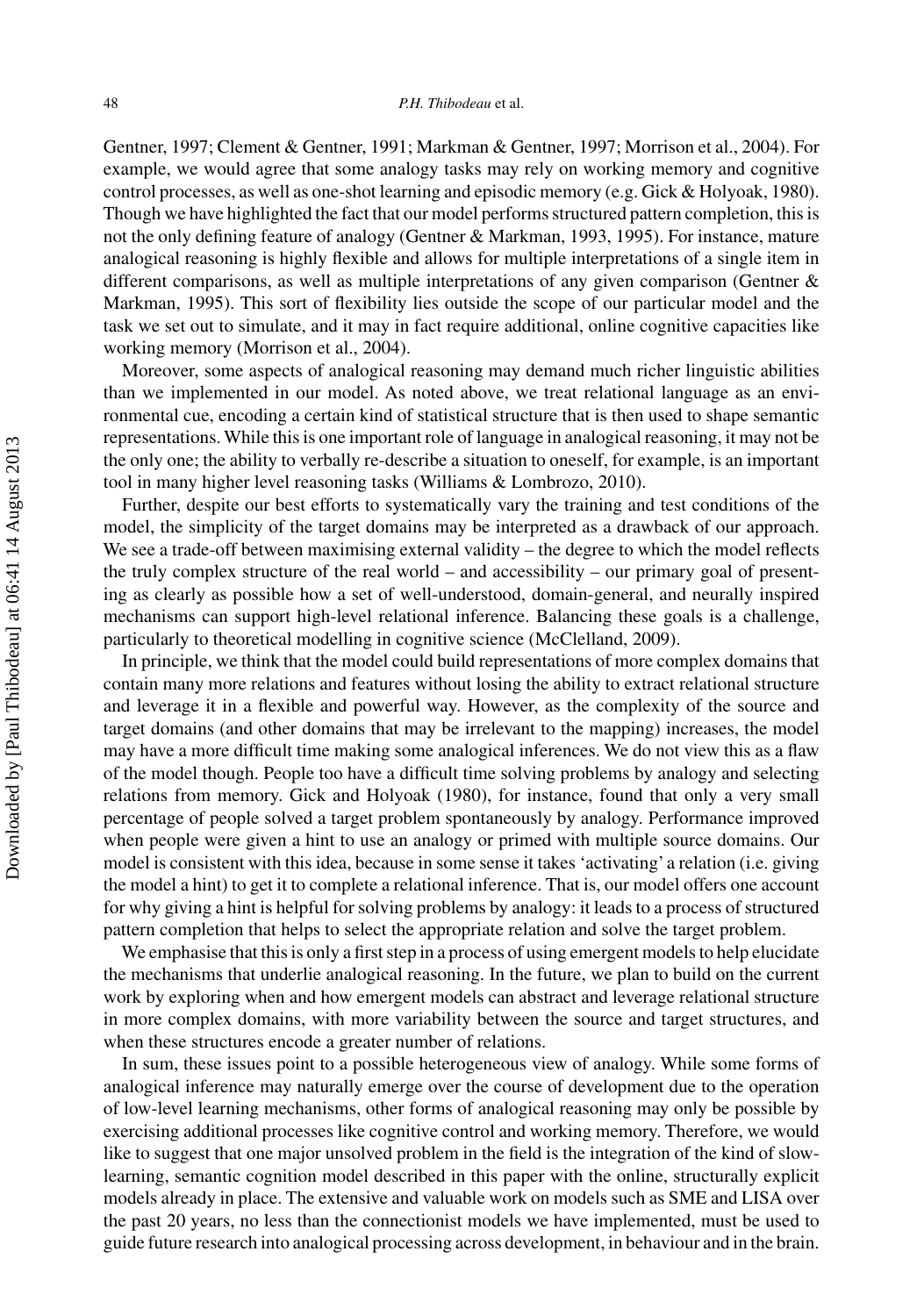Gentner, 1997; Clement & Gentner, 1991; Markman & Gentner, 1997; Morrison et al., 2004). For example, we would agree that some analogy tasks may rely on working memory and cognitive control processes, as well as one-shot learning and episodic memory (e.g. Gick & Holyoak, 1980). Though we have highlighted the fact that our model performs structured pattern completion, this is not the only defining feature of analogy (Gentner & Markman, 1993, 1995). For instance, mature analogical reasoning is highly flexible and allows for multiple interpretations of a single item in different comparisons, as well as multiple interpretations of any given comparison (Gentner & Markman, 1995). This sort of flexibility lies outside the scope of our particular model and the task we set out to simulate, and it may in fact require additional, online cognitive capacities like working memory (Morrison et al., 2004).

Moreover, some aspects of analogical reasoning may demand much richer linguistic abilities than we implemented in our model. As noted above, we treat relational language as an environmental cue, encoding a certain kind of statistical structure that is then used to shape semantic representations. While this is one important role of language in analogical reasoning, it may not be the only one; the ability to verbally re-describe a situation to oneself, for example, is an important tool in many higher level reasoning tasks (Williams & Lombrozo, 2010).

Further, despite our best efforts to systematically vary the training and test conditions of the model, the simplicity of the target domains may be interpreted as a drawback of our approach. We see a trade-off between maximising external validity – the degree to which the model reflects the truly complex structure of the real world – and accessibility – our primary goal of presenting as clearly as possible how a set of well-understood, domain-general, and neurally inspired mechanisms can support high-level relational inference. Balancing these goals is a challenge, particularly to theoretical modelling in cognitive science (McClelland, 2009).

In principle, we think that the model could build representations of more complex domains that contain many more relations and features without losing the ability to extract relational structure and leverage it in a flexible and powerful way. However, as the complexity of the source and target domains (and other domains that may be irrelevant to the mapping) increases, the model may have a more difficult time making some analogical inferences. We do not view this as a flaw of the model though. People too have a difficult time solving problems by analogy and selecting relations from memory. Gick and Holyoak (1980), for instance, found that only a very small percentage of people solved a target problem spontaneously by analogy. Performance improved when people were given a hint to use an analogy or primed with multiple source domains. Our model is consistent with this idea, because in some sense it takes 'activating' a relation (i.e. giving the model a hint) to get it to complete a relational inference. That is, our model offers one account for why giving a hint is helpful for solving problems by analogy: it leads to a process of structured pattern completion that helps to select the appropriate relation and solve the target problem.

We emphasise that this is only a first step in a process of using emergent models to help elucidate the mechanisms that underlie analogical reasoning. In the future, we plan to build on the current work by exploring when and how emergent models can abstract and leverage relational structure in more complex domains, with more variability between the source and target structures, and when these structures encode a greater number of relations.

In sum, these issues point to a possible heterogeneous view of analogy. While some forms of analogical inference may naturally emerge over the course of development due to the operation of low-level learning mechanisms, other forms of analogical reasoning may only be possible by exercising additional processes like cognitive control and working memory. Therefore, we would like to suggest that one major unsolved problem in the field is the integration of the kind of slow-learning, semantic cognition model described in this paper with the online, structurally explicit models already in place. The extensive and valuable work on models such as SME and LISA over the past 20 years, no less than the connectionist models we have implemented, must be used to guide future research into analogical processing across development, in behaviour and in the brain.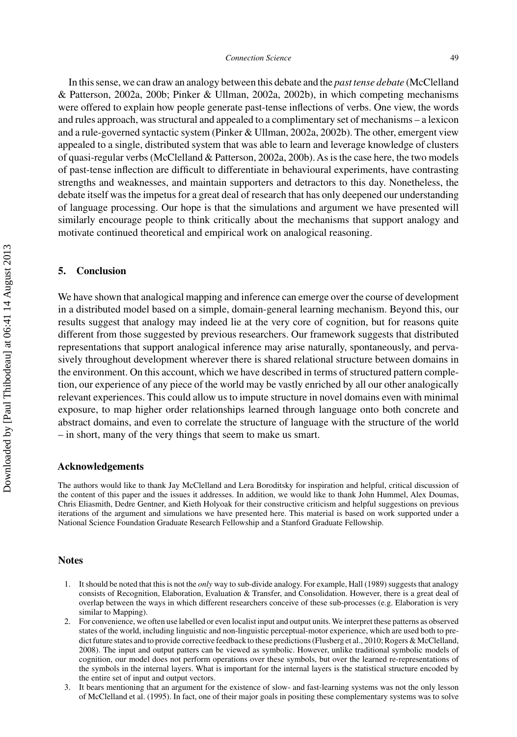In this sense, we can draw an analogy between this debate and the *past tense debate* (McClelland & Patterson, 2002a, 200b; Pinker & Ullman, 2002a, 2002b), in which competing mechanisms were offered to explain how people generate past-tense inflections of verbs. One view, the words and rules approach, was structural and appealed to a complimentary set of mechanisms – a lexicon and a rule-governed syntactic system (Pinker & Ullman, 2002a, 2002b). The other, emergent view appealed to a single, distributed system that was able to learn and leverage knowledge of clusters of quasi-regular verbs (McClelland & Patterson, 2002a, 200b). As is the case here, the two models of past-tense inflection are difficult to differentiate in behavioural experiments, have contrasting strengths and weaknesses, and maintain supporters and detractors to this day. Nonetheless, the debate itself was the impetus for a great deal of research that has only deepened our understanding of language processing. Our hope is that the simulations and argument we have presented will similarly encourage people to think critically about the mechanisms that support analogy and motivate continued theoretical and empirical work on analogical reasoning.

## 5. Conclusion

We have shown that analogical mapping and inference can emerge over the course of development in a distributed model based on a simple, domain-general learning mechanism. Beyond this, our results suggest that analogy may indeed lie at the very core of cognition, but for reasons quite different from those suggested by previous researchers. Our framework suggests that distributed representations that support analogical inference may arise naturally, spontaneously, and pervasively throughout development wherever there is shared relational structure between domains in the environment. On this account, which we have described in terms of structured pattern completion, our experience of any piece of the world may be vastly enriched by all our other analogically relevant experiences. This could allow us to impute structure in novel domains even with minimal exposure, to map higher order relationships learned through language onto both concrete and abstract domains, and even to correlate the structure of language with the structure of the world – in short, many of the very things that seem to make us smart.

### Acknowledgements

The authors would like to thank Jay McClelland and Lera Boroditsky for inspiration and helpful, critical discussion of the content of this paper and the issues it addresses. In addition, we would like to thank John Hummel, Alex Doumas, Chris Eliasmith, Dedre Gentner, and Kieth Holyoak for their constructive criticism and helpful suggestions on previous iterations of the argument and simulations we have presented here. This material is based on work supported under a National Science Foundation Graduate Research Fellowship and a Stanford Graduate Fellowship.

### Notes

1. It should be noted that this is not the *only* way to sub-divide analogy. For example, Hall (1989) suggests that analogy consists of Recognition, Elaboration, Evaluation & Transfer, and Consolidation. However, there is a great deal of overlap between the ways in which different researchers conceive of these sub-processes (e.g. Elaboration is very similar to Mapping).
2. For convenience, we often use labelled or even localist input and output units. We interpret these patterns as observed states of the world, including linguistic and non-linguistic perceptual-motor experience, which are used both to predict future states and to provide corrective feedback to these predictions (Flusberg et al., 2010; Rogers & McClelland, 2008). The input and output patters can be viewed as symbolic. However, unlike traditional symbolic models of cognition, our model does not perform operations over these symbols, but over the learned re-representations of the symbols in the internal layers. What is important for the internal layers is the statistical structure encoded by the entire set of input and output vectors.
3. It bears mentioning that an argument for the existence of slow- and fast-learning systems was not the only lesson of McClelland et al. (1995). In fact, one of their major goals in positing these complementary systems was to solve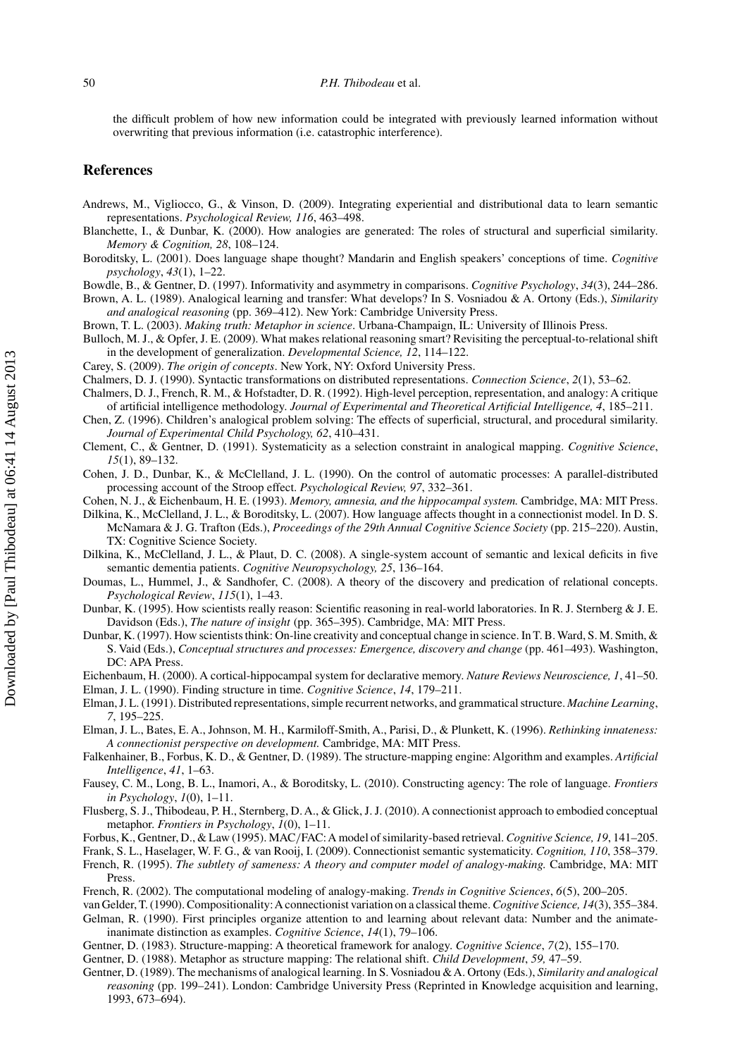the difficult problem of how new information could be integrated with previously learned information without overwriting that previous information (i.e. catastrophic interference).

## References

Andrews, M., Vigliocco, G., & Vinson, D. (2009). Integrating experiential and distributional data to learn semantic representations. *Psychological Review, 116*, 463–498.

Blanchette, I., & Dunbar, K. (2000). How analogies are generated: The roles of structural and superficial similarity. *Memory & Cognition, 28*, 108–124.

Boroditsky, L. (2001). Does language shape thought? Mandarin and English speakers' conceptions of time. *Cognitive psychology*, *43*(1), 1–22.

Bowdle, B., & Gentner, D. (1997). Informativity and asymmetry in comparisons. *Cognitive Psychology*, *34*(3), 244–286.

Brown, A. L. (1989). Analogical learning and transfer: What develops? In S. Vosniadou & A. Ortony (Eds.), *Similarity and analogical reasoning* (pp. 369–412). New York: Cambridge University Press.

Brown, T. L. (2003). *Making truth: Metaphor in science*. Urbana-Champaign, IL: University of Illinois Press.

Bulloch, M. J., & Opfer, J. E. (2009). What makes relational reasoning smart? Revisiting the perceptual-to-relational shift in the development of generalization. *Developmental Science, 12*, 114–122.

Carey, S. (2009). *The origin of concepts*. New York, NY: Oxford University Press.

Chalmers, D. J. (1990). Syntactic transformations on distributed representations. *Connection Science*, *2*(1), 53–62.

Chalmers, D. J., French, R. M., & Hofstadter, D. R. (1992). High-level perception, representation, and analogy: A critique of artificial intelligence methodology. *Journal of Experimental and Theoretical Artificial Intelligence, 4*, 185–211.

Chen, Z. (1996). Children's analogical problem solving: The effects of superficial, structural, and procedural similarity. *Journal of Experimental Child Psychology, 62*, 410–431.

Clement, C., & Gentner, D. (1991). Systematicity as a selection constraint in analogical mapping. *Cognitive Science*, *15*(1), 89–132.

Cohen, J. D., Dunbar, K., & McClelland, J. L. (1990). On the control of automatic processes: A parallel-distributed processing account of the Stroop effect. *Psychological Review, 97*, 332–361.

Cohen, N. J., & Eichenbaum, H. E. (1993). *Memory, amnesia, and the hippocampal system.* Cambridge, MA: MIT Press.

Dilkina, K., McClelland, J. L., & Boroditsky, L. (2007). How language affects thought in a connectionist model. In D. S. McNamara & J. G. Trafton (Eds.), *Proceedings of the 29th Annual Cognitive Science Society* (pp. 215–220). Austin, TX: Cognitive Science Society.

Dilkina, K., McClelland, J. L., & Plaut, D. C. (2008). A single-system account of semantic and lexical deficits in five semantic dementia patients. *Cognitive Neuropsychology, 25*, 136–164.

Doumas, L., Hummel, J., & Sandhofer, C. (2008). A theory of the discovery and predication of relational concepts. *Psychological Review*, *115*(1), 1–43.

Dunbar, K. (1995). How scientists really reason: Scientific reasoning in real-world laboratories. In R. J. Sternberg & J. E. Davidson (Eds.), *The nature of insight* (pp. 365–395). Cambridge, MA: MIT Press.

Dunbar, K. (1997). How scientists think: On-line creativity and conceptual change in science. In T. B. Ward, S. M. Smith, & S. Vaid (Eds.), *Conceptual structures and processes: Emergence, discovery and change* (pp. 461–493). Washington, DC: APA Press.

Eichenbaum, H. (2000). A cortical-hippocampal system for declarative memory. *Nature Reviews Neuroscience, 1*, 41–50.

Elman, J. L. (1990). Finding structure in time. *Cognitive Science*, *14*, 179–211.

Elman, J. L. (1991). Distributed representations, simple recurrent networks, and grammatical structure. *Machine Learning*, *7*, 195–225.

Elman, J. L., Bates, E. A., Johnson, M. H., Karmiloff-Smith, A., Parisi, D., & Plunkett, K. (1996). *Rethinking innateness: A connectionist perspective on development.* Cambridge, MA: MIT Press.

Falkenhainer, B., Forbus, K. D., & Gentner, D. (1989). The structure-mapping engine: Algorithm and examples. *Artificial Intelligence*, *41*, 1–63.

Fausey, C. M., Long, B. L., Inamori, A., & Boroditsky, L. (2010). Constructing agency: The role of language. *Frontiers in Psychology*, *1*(0), 1–11.

Flusberg, S. J., Thibodeau, P. H., Sternberg, D. A., & Glick, J. J. (2010). A connectionist approach to embodied conceptual metaphor. *Frontiers in Psychology*, *1*(0), 1–11.

Forbus, K., Gentner, D., & Law (1995). MAC/FAC: A model of similarity-based retrieval. *Cognitive Science, 19*, 141–205.

Frank, S. L., Haselager, W. F. G., & van Rooij, I. (2009). Connectionist semantic systematicity. *Cognition, 110*, 358–379.

French, R. (1995). *The subtlety of sameness: A theory and computer model of analogy-making.* Cambridge, MA: MIT Press.

French, R. (2002). The computational modeling of analogy-making. *Trends in Cognitive Sciences*, *6*(5), 200–205.

van Gelder, T. (1990). Compositionality: A connectionist variation on a classical theme. *Cognitive Science, 14*(3), 355–384.

Gelman, R. (1990). First principles organize attention to and learning about relevant data: Number and the animate-inanimate distinction as examples. *Cognitive Science*, *14*(1), 79–106.

Gentner, D. (1983). Structure-mapping: A theoretical framework for analogy. *Cognitive Science*, *7*(2), 155–170.

Gentner, D. (1988). Metaphor as structure mapping: The relational shift. *Child Development*, *59,* 47–59.

Gentner, D. (1989). The mechanisms of analogical learning. In S. Vosniadou & A. Ortony (Eds.), *Similarity and analogical reasoning* (pp. 199–241). London: Cambridge University Press (Reprinted in Knowledge acquisition and learning, 1993, 673–694).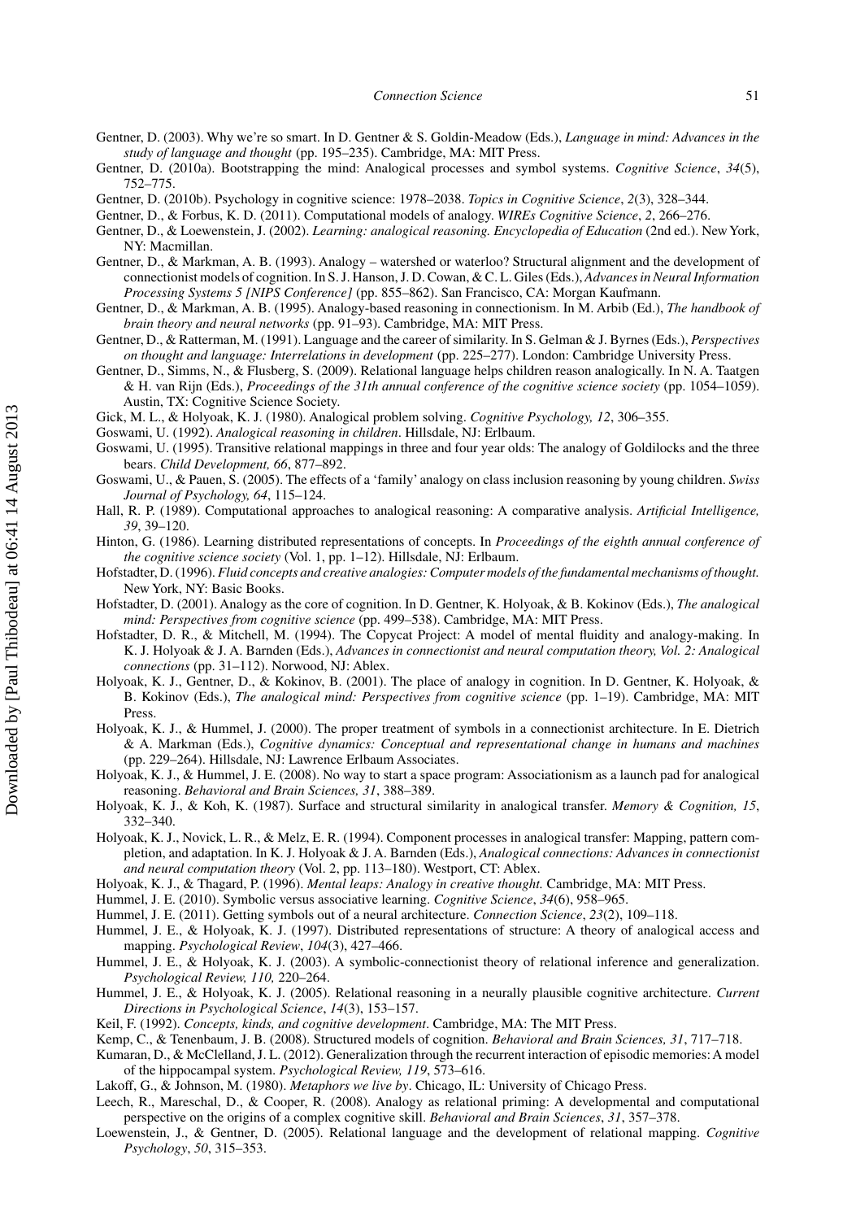Gentner, D. (2003). Why we're so smart. In D. Gentner & S. Goldin-Meadow (Eds.), *Language in mind: Advances in the study of language and thought* (pp. 195–235). Cambridge, MA: MIT Press.

Gentner, D. (2010a). Bootstrapping the mind: Analogical processes and symbol systems. *Cognitive Science*, *34*(5), 752–775.

Gentner, D. (2010b). Psychology in cognitive science: 1978–2038. *Topics in Cognitive Science*, *2*(3), 328–344.

Gentner, D., & Forbus, K. D. (2011). Computational models of analogy. *WIREs Cognitive Science*, *2*, 266–276.

Gentner, D., & Loewenstein, J. (2002). *Learning: analogical reasoning. Encyclopedia of Education* (2nd ed.). New York, NY: Macmillan.

Gentner, D., & Markman, A. B. (1993). Analogy – watershed or waterloo? Structural alignment and the development of connectionist models of cognition. In S. J. Hanson, J. D. Cowan, & C. L. Giles (Eds.), *Advances in Neural Information Processing Systems 5 [NIPS Conference]* (pp. 855–862). San Francisco, CA: Morgan Kaufmann.

Gentner, D., & Markman, A. B. (1995). Analogy-based reasoning in connectionism. In M. Arbib (Ed.), *The handbook of brain theory and neural networks* (pp. 91–93). Cambridge, MA: MIT Press.

Gentner, D., & Ratterman, M. (1991). Language and the career of similarity. In S. Gelman & J. Byrnes (Eds.), *Perspectives on thought and language: Interrelations in development* (pp. 225–277). London: Cambridge University Press.

Gentner, D., Simms, N., & Flusberg, S. (2009). Relational language helps children reason analogically. In N. A. Taatgen & H. van Rijn (Eds.), *Proceedings of the 31th annual conference of the cognitive science society* (pp. 1054–1059). Austin, TX: Cognitive Science Society.

Gick, M. L., & Holyoak, K. J. (1980). Analogical problem solving. *Cognitive Psychology, 12*, 306–355.

Goswami, U. (1992). *Analogical reasoning in children*. Hillsdale, NJ: Erlbaum.

Goswami, U. (1995). Transitive relational mappings in three and four year olds: The analogy of Goldilocks and the three bears. *Child Development, 66*, 877–892.

Goswami, U., & Pauen, S. (2005). The effects of a 'family' analogy on class inclusion reasoning by young children. *Swiss Journal of Psychology, 64*, 115–124.

Hall, R. P. (1989). Computational approaches to analogical reasoning: A comparative analysis. *Artificial Intelligence, 39*, 39–120.

Hinton, G. (1986). Learning distributed representations of concepts. In *Proceedings of the eighth annual conference of the cognitive science society* (Vol. 1, pp. 1–12). Hillsdale, NJ: Erlbaum.

Hofstadter, D. (1996). *Fluid concepts and creative analogies: Computer models of the fundamental mechanisms of thought.* New York, NY: Basic Books.

Hofstadter, D. (2001). Analogy as the core of cognition. In D. Gentner, K. Holyoak, & B. Kokinov (Eds.), *The analogical mind: Perspectives from cognitive science* (pp. 499–538). Cambridge, MA: MIT Press.

Hofstadter, D. R., & Mitchell, M. (1994). The Copycat Project: A model of mental fluidity and analogy-making. In K. J. Holyoak & J. A. Barnden (Eds.), *Advances in connectionist and neural computation theory, Vol. 2: Analogical connections* (pp. 31–112). Norwood, NJ: Ablex.

Holyoak, K. J., Gentner, D., & Kokinov, B. (2001). The place of analogy in cognition. In D. Gentner, K. Holyoak, & B. Kokinov (Eds.), *The analogical mind: Perspectives from cognitive science* (pp. 1–19). Cambridge, MA: MIT Press.

Holyoak, K. J., & Hummel, J. (2000). The proper treatment of symbols in a connectionist architecture. In E. Dietrich & A. Markman (Eds.), *Cognitive dynamics: Conceptual and representational change in humans and machines* (pp. 229–264). Hillsdale, NJ: Lawrence Erlbaum Associates.

Holyoak, K. J., & Hummel, J. E. (2008). No way to start a space program: Associationism as a launch pad for analogical reasoning. *Behavioral and Brain Sciences, 31*, 388–389.

Holyoak, K. J., & Koh, K. (1987). Surface and structural similarity in analogical transfer. *Memory & Cognition, 15*, 332–340.

Holyoak, K. J., Novick, L. R., & Melz, E. R. (1994). Component processes in analogical transfer: Mapping, pattern completion, and adaptation. In K. J. Holyoak & J. A. Barnden (Eds.), *Analogical connections: Advances in connectionist and neural computation theory* (Vol. 2, pp. 113–180). Westport, CT: Ablex.

Holyoak, K. J., & Thagard, P. (1996). *Mental leaps: Analogy in creative thought.* Cambridge, MA: MIT Press.

Hummel, J. E. (2010). Symbolic versus associative learning. *Cognitive Science*, *34*(6), 958–965.

Hummel, J. E. (2011). Getting symbols out of a neural architecture. *Connection Science*, *23*(2), 109–118.

Hummel, J. E., & Holyoak, K. J. (1997). Distributed representations of structure: A theory of analogical access and mapping. *Psychological Review*, *104*(3), 427–466.

Hummel, J. E., & Holyoak, K. J. (2003). A symbolic-connectionist theory of relational inference and generalization. *Psychological Review, 110,* 220–264.

Hummel, J. E., & Holyoak, K. J. (2005). Relational reasoning in a neurally plausible cognitive architecture. *Current Directions in Psychological Science*, *14*(3), 153–157.

Keil, F. (1992). *Concepts, kinds, and cognitive development*. Cambridge, MA: The MIT Press.

Kemp, C., & Tenenbaum, J. B. (2008). Structured models of cognition. *Behavioral and Brain Sciences, 31*, 717–718.

Kumaran, D., & McClelland, J. L. (2012). Generalization through the recurrent interaction of episodic memories: A model of the hippocampal system. *Psychological Review, 119*, 573–616.

Lakoff, G., & Johnson, M. (1980). *Metaphors we live by*. Chicago, IL: University of Chicago Press.

Leech, R., Mareschal, D., & Cooper, R. (2008). Analogy as relational priming: A developmental and computational perspective on the origins of a complex cognitive skill. *Behavioral and Brain Sciences*, *31*, 357–378.

Loewenstein, J., & Gentner, D. (2005). Relational language and the development of relational mapping. *Cognitive Psychology*, *50*, 315–353.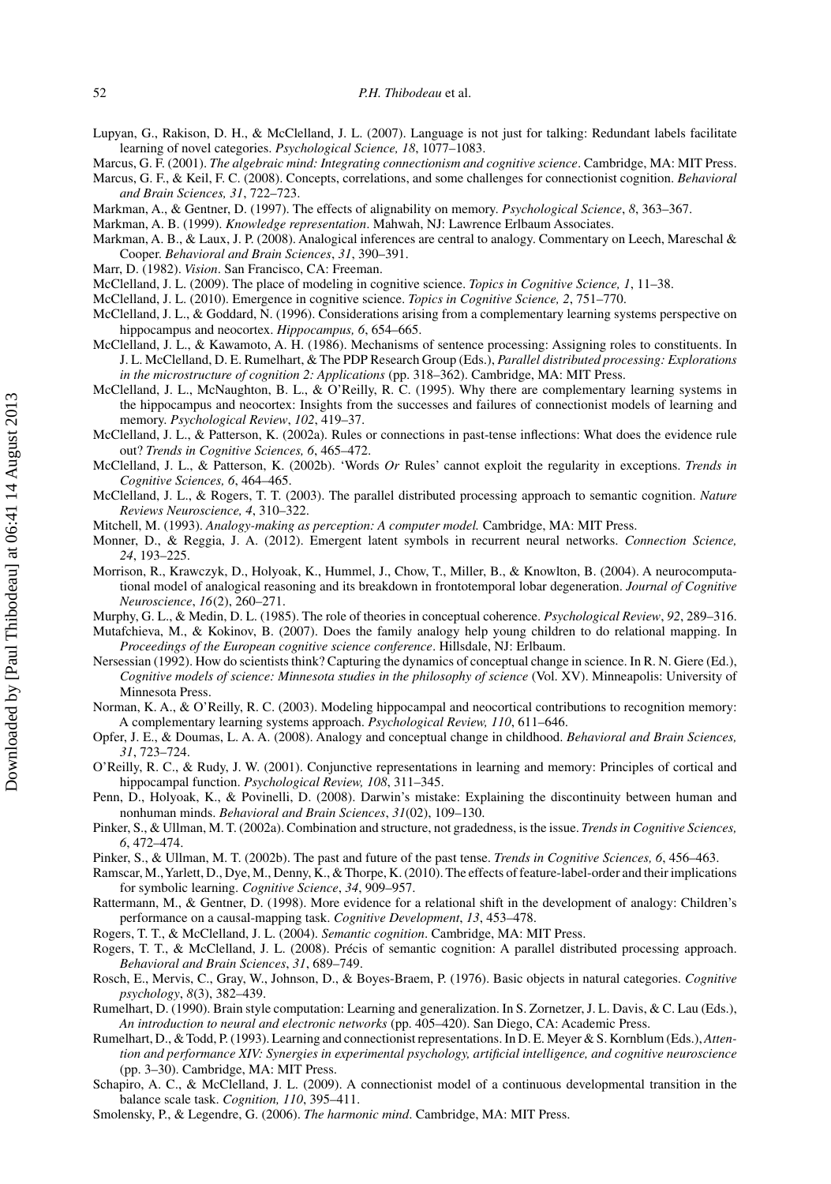Lupyan, G., Rakison, D. H., & McClelland, J. L. (2007). Language is not just for talking: Redundant labels facilitate learning of novel categories. *Psychological Science, 18*, 1077–1083.

Marcus, G. F. (2001). *The algebraic mind: Integrating connectionism and cognitive science*. Cambridge, MA: MIT Press.

Marcus, G. F., & Keil, F. C. (2008). Concepts, correlations, and some challenges for connectionist cognition. *Behavioral and Brain Sciences, 31*, 722–723.

Markman, A., & Gentner, D. (1997). The effects of alignability on memory. *Psychological Science*, *8*, 363–367.

Markman, A. B. (1999). *Knowledge representation*. Mahwah, NJ: Lawrence Erlbaum Associates.

Markman, A. B., & Laux, J. P. (2008). Analogical inferences are central to analogy. Commentary on Leech, Mareschal & Cooper. *Behavioral and Brain Sciences*, *31*, 390–391.

Marr, D. (1982). *Vision*. San Francisco, CA: Freeman.

McClelland, J. L. (2009). The place of modeling in cognitive science. *Topics in Cognitive Science, 1*, 11–38.

McClelland, J. L. (2010). Emergence in cognitive science. *Topics in Cognitive Science, 2*, 751–770.

McClelland, J. L., & Goddard, N. (1996). Considerations arising from a complementary learning systems perspective on hippocampus and neocortex. *Hippocampus, 6*, 654–665.

McClelland, J. L., & Kawamoto, A. H. (1986). Mechanisms of sentence processing: Assigning roles to constituents. In J. L. McClelland, D. E. Rumelhart, & The PDP Research Group (Eds.), *Parallel distributed processing: Explorations in the microstructure of cognition 2: Applications* (pp. 318–362). Cambridge, MA: MIT Press.

McClelland, J. L., McNaughton, B. L., & O'Reilly, R. C. (1995). Why there are complementary learning systems in the hippocampus and neocortex: Insights from the successes and failures of connectionist models of learning and memory. *Psychological Review*, *102*, 419–37.

McClelland, J. L., & Patterson, K. (2002a). Rules or connections in past-tense inflections: What does the evidence rule out? *Trends in Cognitive Sciences, 6*, 465–472.

McClelland, J. L., & Patterson, K. (2002b). 'Words *Or* Rules' cannot exploit the regularity in exceptions. *Trends in Cognitive Sciences, 6*, 464–465.

McClelland, J. L., & Rogers, T. T. (2003). The parallel distributed processing approach to semantic cognition. *Nature Reviews Neuroscience, 4*, 310–322.

Mitchell, M. (1993). *Analogy-making as perception: A computer model.* Cambridge, MA: MIT Press.

Monner, D., & Reggia, J. A. (2012). Emergent latent symbols in recurrent neural networks. *Connection Science, 24*, 193–225.

Morrison, R., Krawczyk, D., Holyoak, K., Hummel, J., Chow, T., Miller, B., & Knowlton, B. (2004). A neurocomputational model of analogical reasoning and its breakdown in frontotemporal lobar degeneration. *Journal of Cognitive Neuroscience*, *16*(2), 260–271.

Murphy, G. L., & Medin, D. L. (1985). The role of theories in conceptual coherence. *Psychological Review*, *92*, 289–316.

Mutafchieva, M., & Kokinov, B. (2007). Does the family analogy help young children to do relational mapping. In *Proceedings of the European cognitive science conference*. Hillsdale, NJ: Erlbaum.

Nersessian (1992). How do scientists think? Capturing the dynamics of conceptual change in science. In R. N. Giere (Ed.), *Cognitive models of science: Minnesota studies in the philosophy of science* (Vol. XV). Minneapolis: University of Minnesota Press.

Norman, K. A., & O'Reilly, R. C. (2003). Modeling hippocampal and neocortical contributions to recognition memory: A complementary learning systems approach. *Psychological Review, 110*, 611–646.

Opfer, J. E., & Doumas, L. A. A. (2008). Analogy and conceptual change in childhood. *Behavioral and Brain Sciences, 31*, 723–724.

O'Reilly, R. C., & Rudy, J. W. (2001). Conjunctive representations in learning and memory: Principles of cortical and hippocampal function. *Psychological Review, 108*, 311–345.

Penn, D., Holyoak, K., & Povinelli, D. (2008). Darwin's mistake: Explaining the discontinuity between human and nonhuman minds. *Behavioral and Brain Sciences*, *31*(02), 109–130.

Pinker, S., & Ullman, M. T. (2002a). Combination and structure, not gradedness, is the issue. *Trends in Cognitive Sciences, 6*, 472–474.

Pinker, S., & Ullman, M. T. (2002b). The past and future of the past tense. *Trends in Cognitive Sciences, 6*, 456–463.

Ramscar, M., Yarlett, D., Dye, M., Denny, K., & Thorpe, K. (2010). The effects of feature-label-order and their implications for symbolic learning. *Cognitive Science*, *34*, 909–957.

Rattermann, M., & Gentner, D. (1998). More evidence for a relational shift in the development of analogy: Children's performance on a causal-mapping task. *Cognitive Development*, *13*, 453–478.

Rogers, T. T., & McClelland, J. L. (2004). *Semantic cognition*. Cambridge, MA: MIT Press.

Rogers, T. T., & McClelland, J. L. (2008). Précis of semantic cognition: A parallel distributed processing approach. *Behavioral and Brain Sciences*, *31*, 689–749.

Rosch, E., Mervis, C., Gray, W., Johnson, D., & Boyes-Braem, P. (1976). Basic objects in natural categories. *Cognitive psychology*, *8*(3), 382–439.

Rumelhart, D. (1990). Brain style computation: Learning and generalization. In S. Zornetzer, J. L. Davis, & C. Lau (Eds.), *An introduction to neural and electronic networks* (pp. 405–420). San Diego, CA: Academic Press.

Rumelhart, D., & Todd, P. (1993). Learning and connectionist representations. In D. E. Meyer & S. Kornblum (Eds.), *Attention and performance XIV: Synergies in experimental psychology, artificial intelligence, and cognitive neuroscience* (pp. 3–30). Cambridge, MA: MIT Press.

Schapiro, A. C., & McClelland, J. L. (2009). A connectionist model of a continuous developmental transition in the balance scale task. *Cognition, 110*, 395–411.

Smolensky, P., & Legendre, G. (2006). *The harmonic mind*. Cambridge, MA: MIT Press.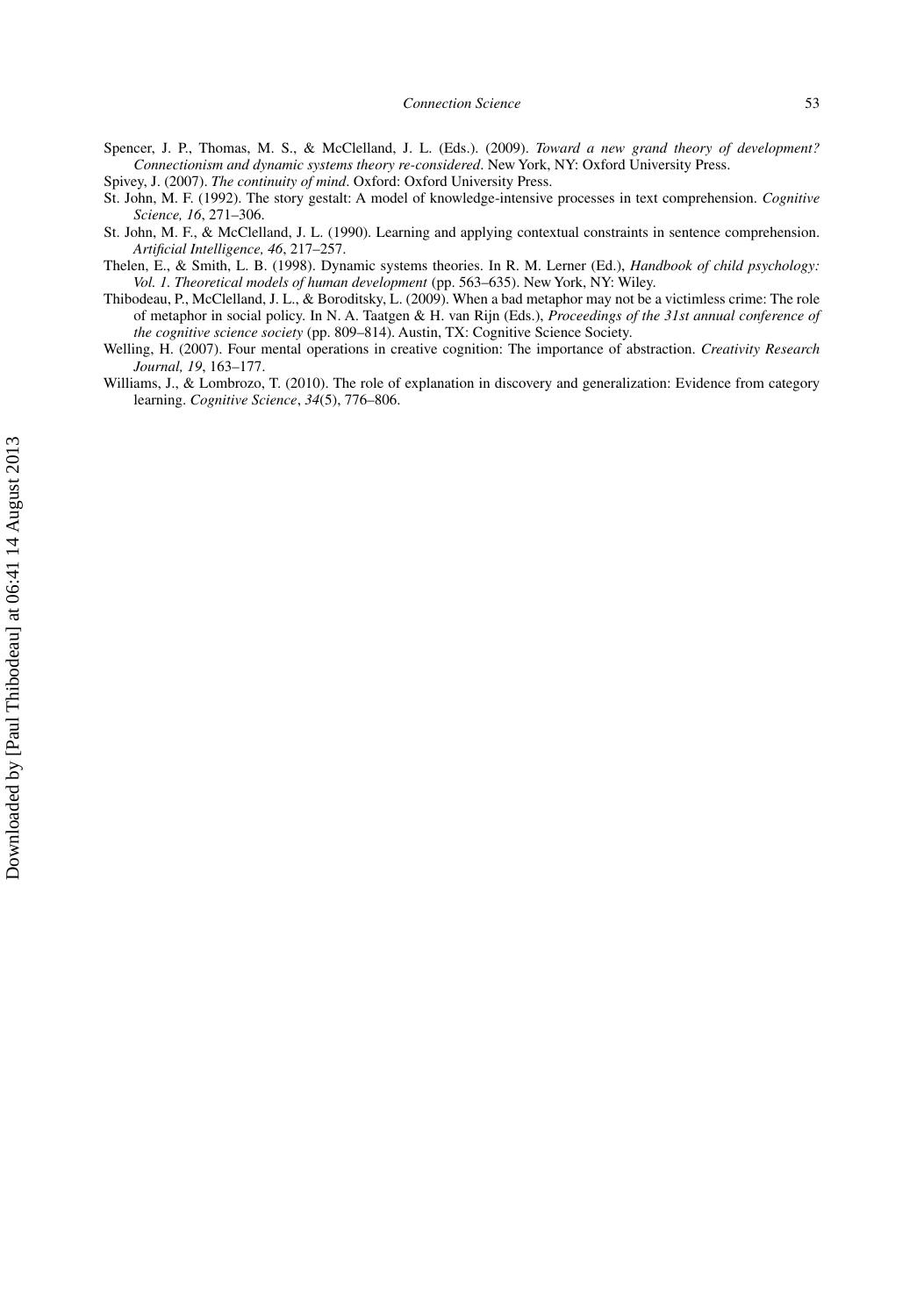Spencer, J. P., Thomas, M. S., & McClelland, J. L. (Eds.). (2009). *Toward a new grand theory of development? Connectionism and dynamic systems theory re-considered*. New York, NY: Oxford University Press.

Spivey, J. (2007). *The continuity of mind*. Oxford: Oxford University Press.

St. John, M. F. (1992). The story gestalt: A model of knowledge-intensive processes in text comprehension. *Cognitive Science, 16*, 271–306.

St. John, M. F., & McClelland, J. L. (1990). Learning and applying contextual constraints in sentence comprehension. *Artificial Intelligence, 46*, 217–257.

Thelen, E., & Smith, L. B. (1998). Dynamic systems theories. In R. M. Lerner (Ed.), *Handbook of child psychology: Vol. 1. Theoretical models of human development* (pp. 563–635). New York, NY: Wiley.

Thibodeau, P., McClelland, J. L., & Boroditsky, L. (2009). When a bad metaphor may not be a victimless crime: The role of metaphor in social policy. In N. A. Taatgen & H. van Rijn (Eds.), *Proceedings of the 31st annual conference of the cognitive science society* (pp. 809–814). Austin, TX: Cognitive Science Society.

Welling, H. (2007). Four mental operations in creative cognition: The importance of abstraction. *Creativity Research Journal, 19*, 163–177.

Williams, J., & Lombrozo, T. (2010). The role of explanation in discovery and generalization: Evidence from category learning. *Cognitive Science*, *34*(5), 776–806.